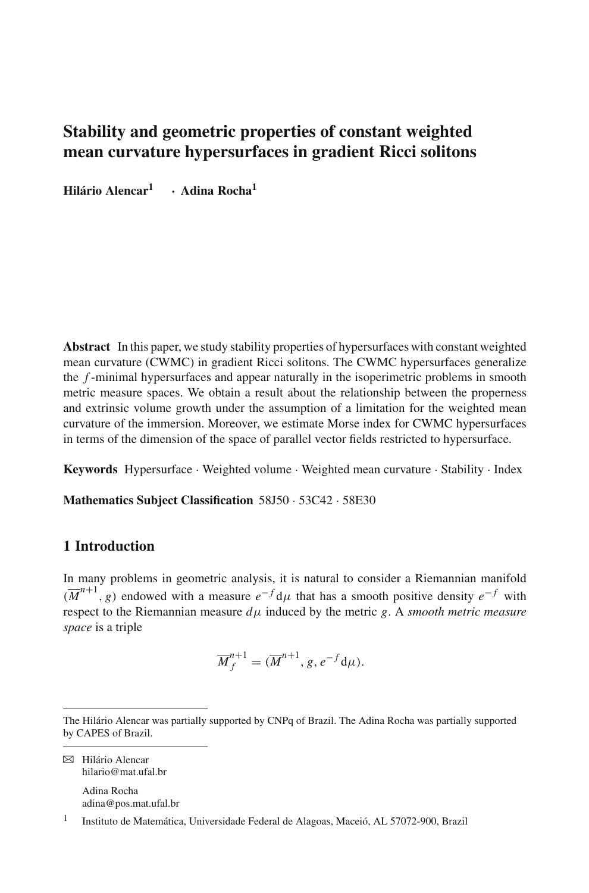# Stability and geometric properties of constant weighted mean curvature hypersurfaces in gradient Ricci solitons

**Hilário Alencar**[1] · **Adina Rocha**[1]

**Abstract** In this paper, we study stability properties of hypersurfaces with constant weighted mean curvature (CWMC) in gradient Ricci solitons. The CWMC hypersurfaces generalize the $f$-minimal hypersurfaces and appear naturally in the isoperimetric problems in smooth metric measure spaces. We obtain a result about the relationship between the properness and extrinsic volume growth under the assumption of a limitation for the weighted mean curvature of the immersion. Moreover, we estimate Morse index for CWMC hypersurfaces in terms of the dimension of the space of parallel vector fields restricted to hypersurface.

**Keywords** Hypersurface · Weighted volume · Weighted mean curvature · Stability · Index

**Mathematics Subject Classification** 58J50 · 53C42 · 58E30

## 1 Introduction

In many problems in geometric analysis, it is natural to consider a Riemannian manifold $(\overline{M}^{n+1}, g)$ endowed with a measure $e^{-f}\mathrm{d}\mu$ that has a smooth positive density $e^{-f}$ with respect to the Riemannian measure $d\mu$ induced by the metric $g$. A *smooth metric measure space* is a triple

$$\overline{M}_f^{n+1} = (\overline{M}^{n+1}, g, e^{-f}\mathrm{d}\mu).$$

The Hilário Alencar was partially supported by CNPq of Brazil. The Adina Rocha was partially supported by CAPES of Brazil.

✉ Hilário Alencar
hilario@mat.ufal.br

Adina Rocha
adina@pos.mat.ufal.br

[1] Instituto de Matemática, Universidade Federal de Alagoas, Maceió, AL 57072-900, Brazil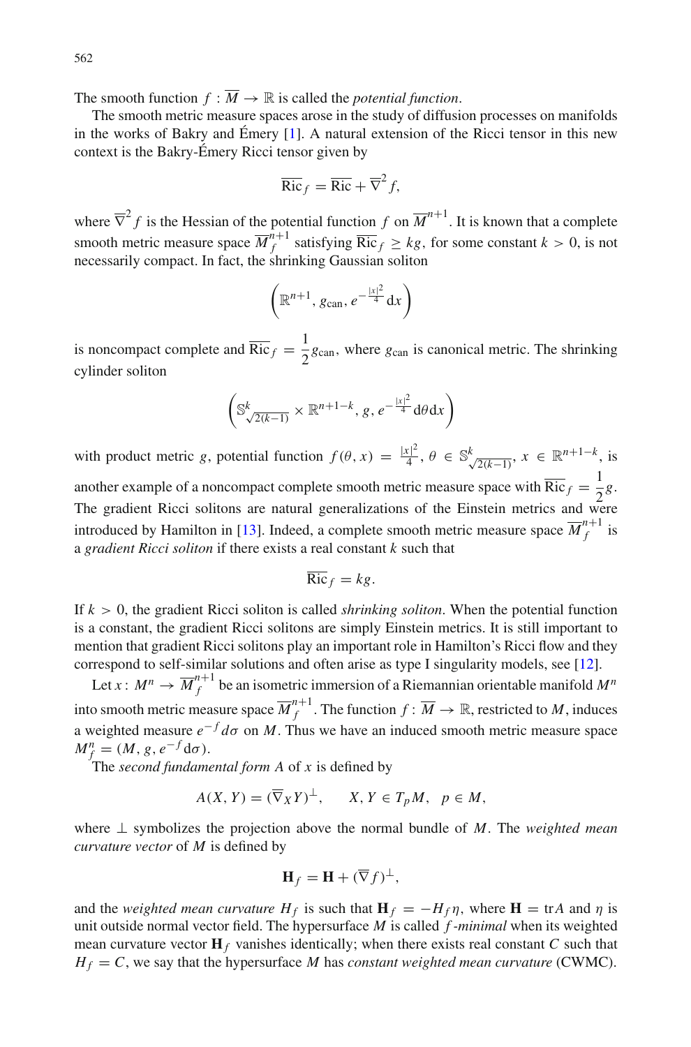The smooth function $f : \overline{M} \to \mathbb{R}$ is called the *potential function*.

The smooth metric measure spaces arose in the study of diffusion processes on manifolds in the works of Bakry and Émery [1]. A natural extension of the Ricci tensor in this new context is the Bakry-Émery Ricci tensor given by

$$\overline{\mathrm{Ric}}_f = \overline{\mathrm{Ric}} + \overline{\nabla}^2 f,$$

where $\overline{\nabla}^2 f$ is the Hessian of the potential function $f$ on $\overline{M}^{n+1}$. It is known that a complete smooth metric measure space $\overline{M}_f^{n+1}$ satisfying $\overline{\mathrm{Ric}}_f \geq kg$, for some constant $k > 0$, is not necessarily compact. In fact, the shrinking Gaussian soliton

$$\left(\mathbb{R}^{n+1}, g_{\mathrm{can}}, e^{-\frac{|x|^2}{4}} \mathrm{d}x\right)$$

is noncompact complete and $\overline{\mathrm{Ric}}_f = \dfrac{1}{2} g_{\mathrm{can}}$, where $g_{\mathrm{can}}$ is canonical metric. The shrinking cylinder soliton

$$\left(\mathbb{S}^k_{\sqrt{2(k-1)}} \times \mathbb{R}^{n+1-k}, g, e^{-\frac{|x|^2}{4}} \mathrm{d}\theta \mathrm{d}x\right)$$

with product metric $g$, potential function $f(\theta, x) = \frac{|x|^2}{4}$, $\theta \in \mathbb{S}^k_{\sqrt{2(k-1)}}$, $x \in \mathbb{R}^{n+1-k}$, is another example of a noncompact complete smooth metric measure space with $\overline{\mathrm{Ric}}_f = \dfrac{1}{2} g$. The gradient Ricci solitons are natural generalizations of the Einstein metrics and were introduced by Hamilton in [13]. Indeed, a complete smooth metric measure space $\overline{M}_f^{n+1}$ is a *gradient Ricci soliton* if there exists a real constant $k$ such that

$$\overline{\mathrm{Ric}}_f = kg.$$

If $k > 0$, the gradient Ricci soliton is called *shrinking soliton*. When the potential function is a constant, the gradient Ricci solitons are simply Einstein metrics. It is still important to mention that gradient Ricci solitons play an important role in Hamilton's Ricci flow and they correspond to self-similar solutions and often arise as type I singularity models, see [12].

Let $x : M^n \to \overline{M}_f^{n+1}$ be an isometric immersion of a Riemannian orientable manifold $M^n$ into smooth metric measure space $\overline{M}_f^{n+1}$. The function $f : \overline{M} \to \mathbb{R}$, restricted to $M$, induces a weighted measure $e^{-f} d\sigma$ on $M$. Thus we have an induced smooth metric measure space $M_f^n = (M, g, e^{-f} \mathrm{d}\sigma)$.

The *second fundamental form* $A$ of $x$ is defined by

$$A(X, Y) = (\overline{\nabla}_X Y)^{\perp}, \qquad X, Y \in T_p M, \quad p \in M,$$

where $\perp$ symbolizes the projection above the normal bundle of $M$. The *weighted mean curvature vector* of $M$ is defined by

$$\mathbf{H}_f = \mathbf{H} + (\overline{\nabla} f)^{\perp},$$

and the *weighted mean curvature* $H_f$ is such that $\mathbf{H}_f = -H_f \eta$, where $\mathbf{H} = \mathrm{tr} A$ and $\eta$ is unit outside normal vector field. The hypersurface $M$ is called *$f$-minimal* when its weighted mean curvature vector $\mathbf{H}_f$ vanishes identically; when there exists real constant $C$ such that $H_f = C$, we say that the hypersurface $M$ has *constant weighted mean curvature* (CWMC).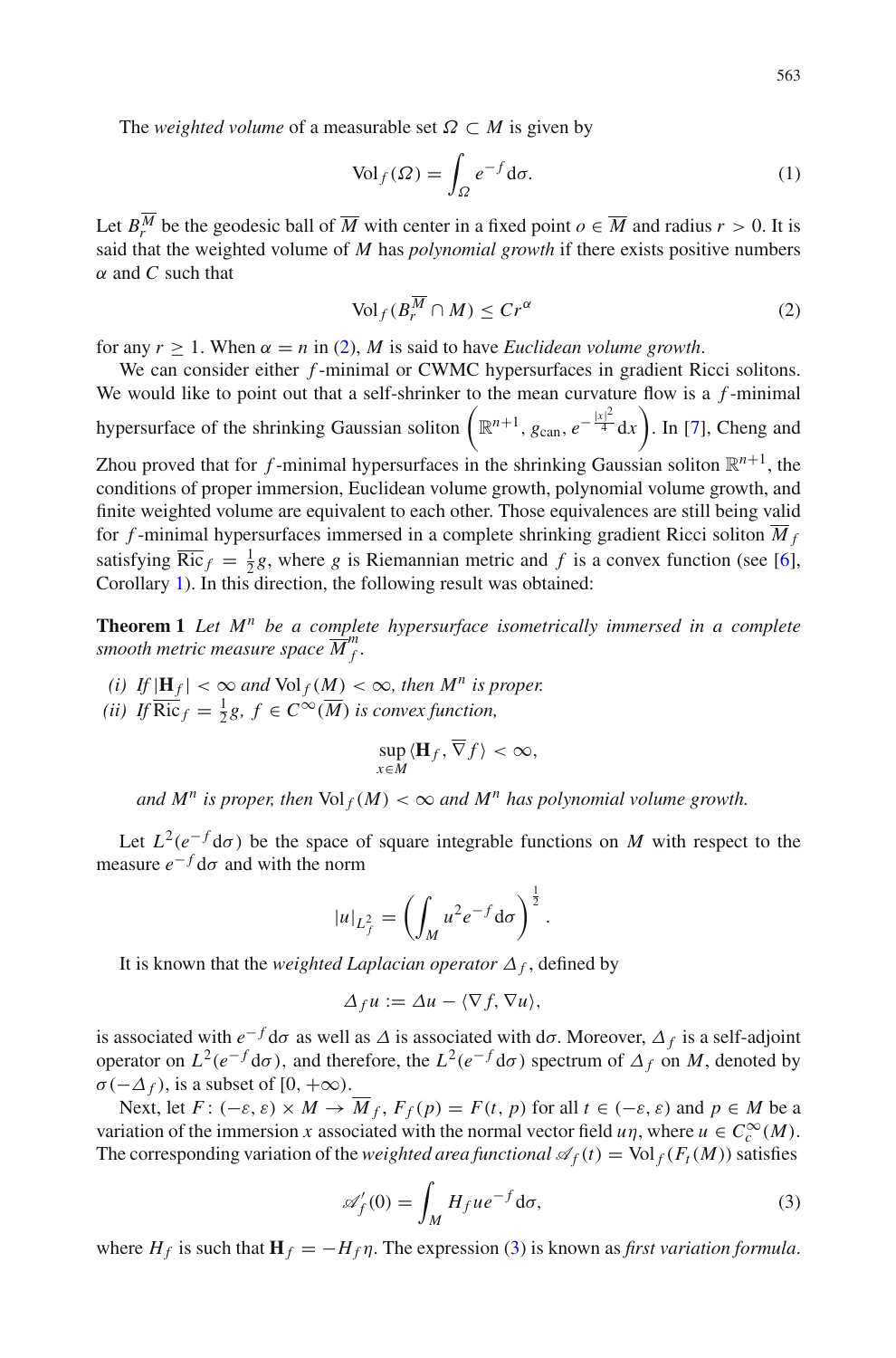The *weighted volume* of a measurable set $\Omega \subset M$ is given by

$$\mathrm{Vol}_f(\Omega) = \int_\Omega e^{-f} \mathrm{d}\sigma. \tag{1}$$

Let $B_r^{\overline{M}}$ be the geodesic ball of $\overline{M}$ with center in a fixed point $o \in \overline{M}$ and radius $r > 0$. It is said that the weighted volume of $M$ has *polynomial growth* if there exists positive numbers $\alpha$ and $C$ such that

$$\mathrm{Vol}_f(B_r^{\overline{M}} \cap M) \leq C r^\alpha \tag{2}$$

for any $r \geq 1$. When $\alpha = n$ in (2), $M$ is said to have *Euclidean volume growth*.

We can consider either $f$-minimal or CWMC hypersurfaces in gradient Ricci solitons. We would like to point out that a self-shrinker to the mean curvature flow is a $f$-minimal hypersurface of the shrinking Gaussian soliton $\left(\mathbb{R}^{n+1}, g_{\mathrm{can}}, e^{-\frac{|x|^2}{4}} \mathrm{d}x\right)$. In [7], Cheng and Zhou proved that for $f$-minimal hypersurfaces in the shrinking Gaussian soliton $\mathbb{R}^{n+1}$, the conditions of proper immersion, Euclidean volume growth, polynomial volume growth, and finite weighted volume are equivalent to each other. Those equivalences are still being valid for $f$-minimal hypersurfaces immersed in a complete shrinking gradient Ricci soliton $\overline{M}_f$ satisfying $\overline{\mathrm{Ric}}_f = \frac{1}{2} g$, where $g$ is Riemannian metric and $f$ is a convex function (see [6], Corollary 1). In this direction, the following result was obtained:

**Theorem 1** *Let $M^n$ be a complete hypersurface isometrically immersed in a complete smooth metric measure space $\overline{M}^m_f$.*

*(i) If $|\mathbf{H}_f| < \infty$ and $\mathrm{Vol}_f(M) < \infty$, then $M^n$ is proper.*

*(ii) If $\overline{\mathrm{Ric}}_f = \frac{1}{2} g$, $f \in C^\infty(\overline{M})$ is convex function,*

$$\sup_{x \in M} \langle \mathbf{H}_f, \overline{\nabla} f \rangle < \infty,$$

*and $M^n$ is proper, then $\mathrm{Vol}_f(M) < \infty$ and $M^n$ has polynomial volume growth.*

Let $L^2(e^{-f} \mathrm{d}\sigma)$ be the space of square integrable functions on $M$ with respect to the measure $e^{-f} \mathrm{d}\sigma$ and with the norm

$$|u|_{L^2_f} = \left( \int_M u^2 e^{-f} \mathrm{d}\sigma \right)^{\frac{1}{2}}.$$

It is known that the *weighted Laplacian operator* $\Delta_f$, defined by

$$\Delta_f u := \Delta u - \langle \nabla f, \nabla u \rangle,$$

is associated with $e^{-f} \mathrm{d}\sigma$ as well as $\Delta$ is associated with $\mathrm{d}\sigma$. Moreover, $\Delta_f$ is a self-adjoint operator on $L^2(e^{-f} \mathrm{d}\sigma)$, and therefore, the $L^2(e^{-f} \mathrm{d}\sigma)$ spectrum of $\Delta_f$ on $M$, denoted by $\sigma(-\Delta_f)$, is a subset of $[0, +\infty)$.

Next, let $F \colon (-\varepsilon, \varepsilon) \times M \to \overline{M}_f$, $F_f(p) = F(t, p)$ for all $t \in (-\varepsilon, \varepsilon)$ and $p \in M$ be a variation of the immersion $x$ associated with the normal vector field $u\eta$, where $u \in C_c^\infty(M)$. The corresponding variation of the *weighted area functional* $\mathscr{A}_f(t) = \mathrm{Vol}_f(F_t(M))$ satisfies

$$\mathscr{A}_f'(0) = \int_M H_f u e^{-f} \mathrm{d}\sigma, \tag{3}$$

where $H_f$ is such that $\mathbf{H}_f = -H_f \eta$. The expression (3) is known as *first variation formula*.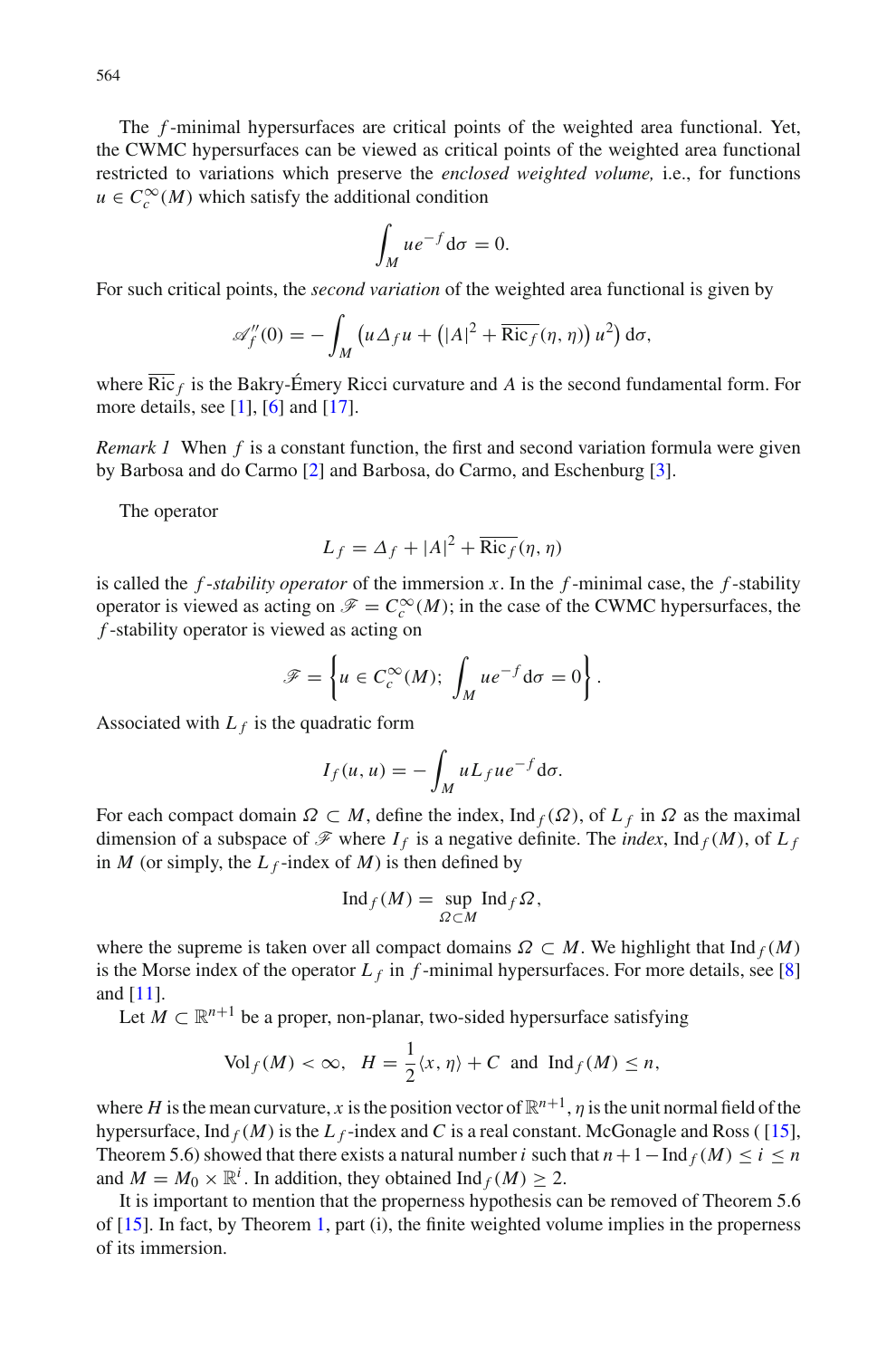The $f$-minimal hypersurfaces are critical points of the weighted area functional. Yet, the CWMC hypersurfaces can be viewed as critical points of the weighted area functional restricted to variations which preserve the *enclosed weighted volume,* i.e., for functions $u \in C_c^\infty(M)$ which satisfy the additional condition

$$\int_M u e^{-f} \mathrm{d}\sigma = 0.$$

For such critical points, the *second variation* of the weighted area functional is given by

$$\mathscr{A}_f''(0) = -\int_M \left( u\Delta_f u + \left( |A|^2 + \overline{\mathrm{Ric}_f}(\eta, \eta) \right) u^2 \right) \mathrm{d}\sigma,$$

where $\overline{\mathrm{Ric}}_f$ is the Bakry-Émery Ricci curvature and $A$ is the second fundamental form. For more details, see [1], [6] and [17].

*Remark 1* When $f$ is a constant function, the first and second variation formula were given by Barbosa and do Carmo [2] and Barbosa, do Carmo, and Eschenburg [3].

The operator

$$L_f = \Delta_f + |A|^2 + \overline{\mathrm{Ric}_f}(\eta, \eta)$$

is called the $f$-*stability operator* of the immersion $x$. In the $f$-minimal case, the $f$-stability operator is viewed as acting on $\mathscr{F} = C_c^\infty(M)$; in the case of the CWMC hypersurfaces, the $f$-stability operator is viewed as acting on

$$\mathscr{F} = \left\{ u \in C_c^\infty(M);\ \int_M u e^{-f} \mathrm{d}\sigma = 0 \right\}.$$

Associated with $L_f$ is the quadratic form

$$I_f(u, u) = -\int_M u L_f u e^{-f} \mathrm{d}\sigma.$$

For each compact domain $\Omega \subset M$, define the index, $\mathrm{Ind}_f(\Omega)$, of $L_f$ in $\Omega$ as the maximal dimension of a subspace of $\mathscr{F}$ where $I_f$ is a negative definite. The *index*, $\mathrm{Ind}_f(M)$, of $L_f$ in $M$ (or simply, the $L_f$-index of $M$) is then defined by

$$\mathrm{Ind}_f(M) = \sup_{\Omega \subset M} \mathrm{Ind}_f \Omega,$$

where the supreme is taken over all compact domains $\Omega \subset M$. We highlight that $\mathrm{Ind}_f(M)$ is the Morse index of the operator $L_f$ in $f$-minimal hypersurfaces. For more details, see [8] and [11].

Let $M \subset \mathbb{R}^{n+1}$ be a proper, non-planar, two-sided hypersurface satisfying

$$\mathrm{Vol}_f(M) < \infty, \quad H = \frac{1}{2}\langle x, \eta \rangle + C \ \text{ and } \ \mathrm{Ind}_f(M) \leq n,$$

where $H$ is the mean curvature, $x$ is the position vector of $\mathbb{R}^{n+1}$, $\eta$ is the unit normal field of the hypersurface, $\mathrm{Ind}_f(M)$ is the $L_f$-index and $C$ is a real constant. McGonagle and Ross ( [15], Theorem 5.6) showed that there exists a natural number $i$ such that $n+1-\mathrm{Ind}_f(M) \leq i \leq n$ and $M = M_0 \times \mathbb{R}^i$. In addition, they obtained $\mathrm{Ind}_f(M) \geq 2$.

It is important to mention that the properness hypothesis can be removed of Theorem 5.6 of [15]. In fact, by Theorem 1, part (i), the finite weighted volume implies in the properness of its immersion.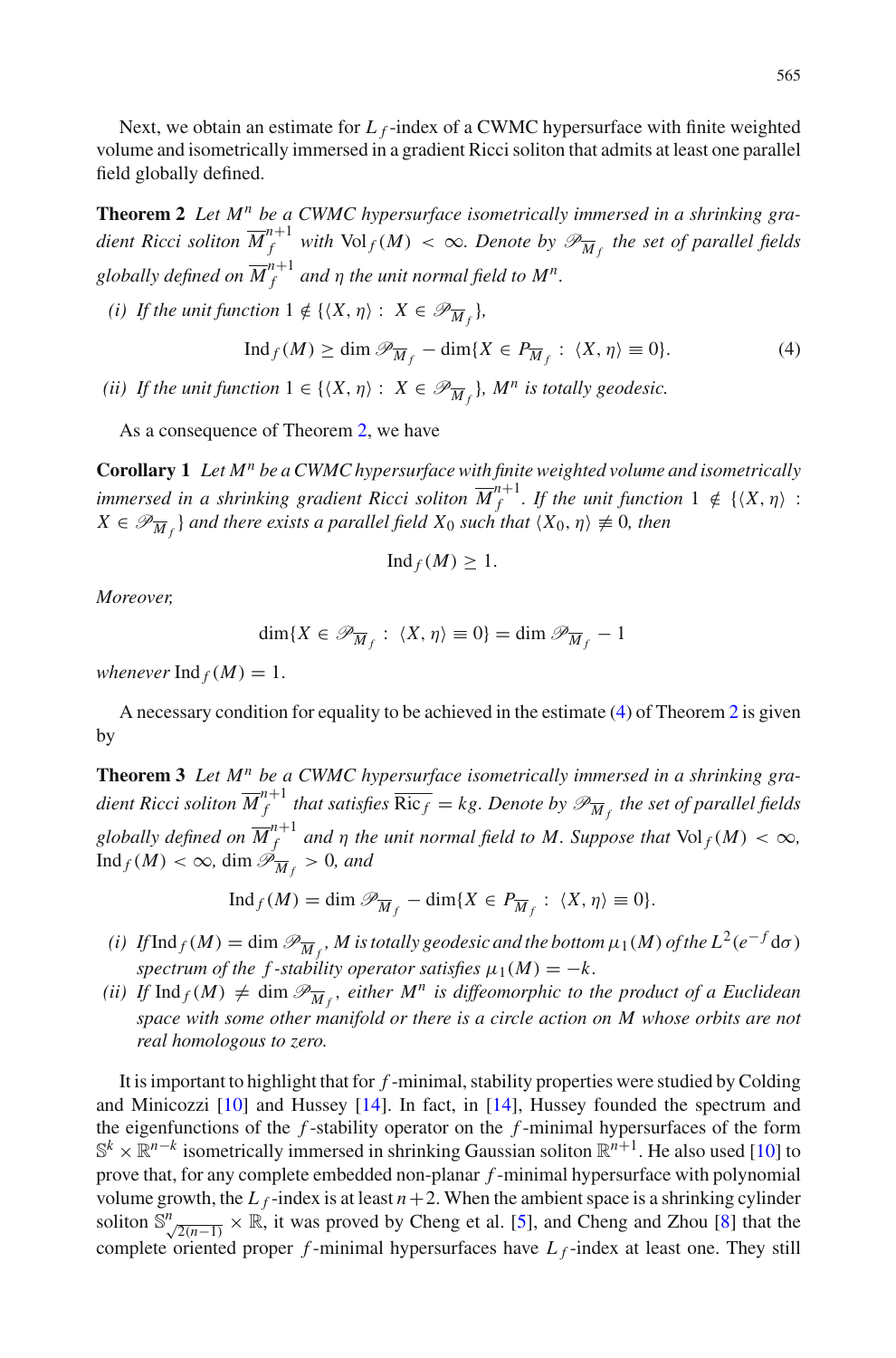Next, we obtain an estimate for $L_f$-index of a CWMC hypersurface with finite weighted volume and isometrically immersed in a gradient Ricci soliton that admits at least one parallel field globally defined.

**Theorem 2** *Let $M^n$ be a CWMC hypersurface isometrically immersed in a shrinking gradient Ricci soliton $\overline{M}^{n+1}_f$ with $\mathrm{Vol}_f(M) < \infty$. Denote by $\mathscr{P}_{\overline{M}_f}$ the set of parallel fields globally defined on $\overline{M}^{n+1}_f$ and $\eta$ the unit normal field to $M^n$.*

*(i) If the unit function $1 \notin \{\langle X, \eta\rangle :\ X \in \mathscr{P}_{\overline{M}_f}\}$,*

$$\mathrm{Ind}_f(M) \geq \dim \mathscr{P}_{\overline{M}_f} - \dim\{X \in P_{\overline{M}_f} :\ \langle X, \eta\rangle \equiv 0\}. \tag{4}$$

*(ii) If the unit function $1 \in \{\langle X, \eta\rangle :\ X \in \mathscr{P}_{\overline{M}_f}\}$, $M^n$ is totally geodesic.*

As a consequence of Theorem 2, we have

**Corollary 1** *Let $M^n$ be a CWMC hypersurface with finite weighted volume and isometrically immersed in a shrinking gradient Ricci soliton $\overline{M}^{n+1}_f$. If the unit function $1 \notin \{\langle X, \eta\rangle :\ X \in \mathscr{P}_{\overline{M}_f}\}$ and there exists a parallel field $X_0$ such that $\langle X_0, \eta\rangle \not\equiv 0$, then*

$$\mathrm{Ind}_f(M) \geq 1.$$

*Moreover,*

$$\dim\{X \in \mathscr{P}_{\overline{M}_f} :\ \langle X, \eta\rangle \equiv 0\} = \dim \mathscr{P}_{\overline{M}_f} - 1$$

*whenever $\mathrm{Ind}_f(M) = 1$.*

A necessary condition for equality to be achieved in the estimate (4) of Theorem 2 is given by

**Theorem 3** *Let $M^n$ be a CWMC hypersurface isometrically immersed in a shrinking gradient Ricci soliton $\overline{M}^{n+1}_f$ that satisfies $\overline{\mathrm{Ric}_f} = kg$. Denote by $\mathscr{P}_{\overline{M}_f}$ the set of parallel fields globally defined on $\overline{M}^{n+1}_f$ and $\eta$ the unit normal field to $M$. Suppose that $\mathrm{Vol}_f(M) < \infty$, $\mathrm{Ind}_f(M) < \infty$, $\dim \mathscr{P}_{\overline{M}_f} > 0$, and*

$$\mathrm{Ind}_f(M) = \dim \mathscr{P}_{\overline{M}_f} - \dim\{X \in P_{\overline{M}_f} :\ \langle X, \eta\rangle \equiv 0\}.$$

*(i) If $\mathrm{Ind}_f(M) = \dim \mathscr{P}_{\overline{M}_f}$, $M$ is totally geodesic and the bottom $\mu_1(M)$ of the $L^2(e^{-f}\,\mathrm{d}\sigma)$ spectrum of the $f$-stability operator satisfies $\mu_1(M) = -k$.*

*(ii) If $\mathrm{Ind}_f(M) \neq \dim \mathscr{P}_{\overline{M}_f}$, either $M^n$ is diffeomorphic to the product of a Euclidean space with some other manifold or there is a circle action on $M$ whose orbits are not real homologous to zero.*

It is important to highlight that for $f$-minimal, stability properties were studied by Colding and Minicozzi [10] and Hussey [14]. In fact, in [14], Hussey founded the spectrum and the eigenfunctions of the $f$-stability operator on the $f$-minimal hypersurfaces of the form $\mathbb{S}^k \times \mathbb{R}^{n-k}$ isometrically immersed in shrinking Gaussian soliton $\mathbb{R}^{n+1}$. He also used [10] to prove that, for any complete embedded non-planar $f$-minimal hypersurface with polynomial volume growth, the $L_f$-index is at least $n+2$. When the ambient space is a shrinking cylinder soliton $\mathbb{S}^n_{\sqrt{2(n-1)}} \times \mathbb{R}$, it was proved by Cheng et al. [5], and Cheng and Zhou [8] that the complete oriented proper $f$-minimal hypersurfaces have $L_f$-index at least one. They still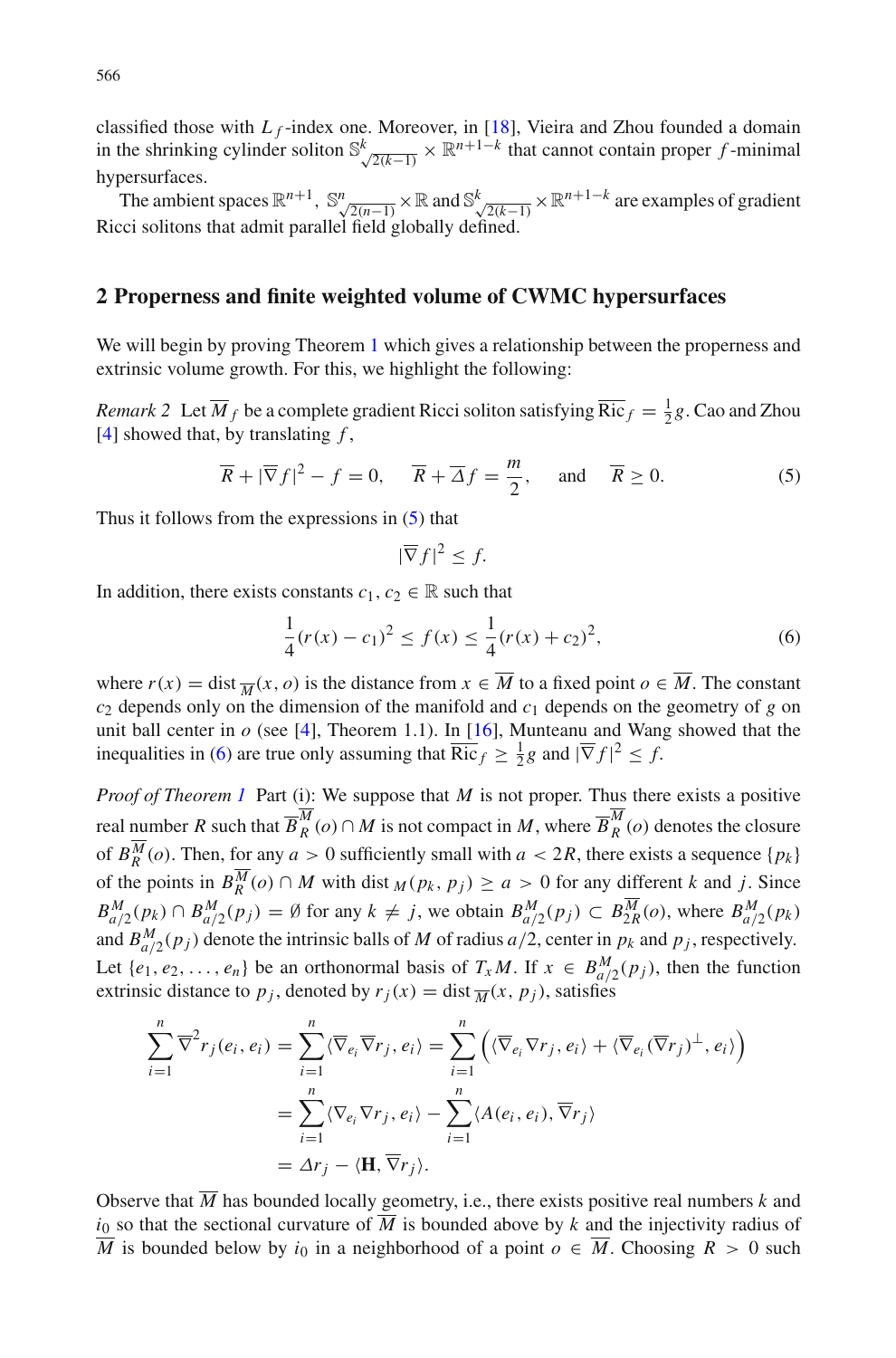classified those with $L_f$-index one. Moreover, in [18], Vieira and Zhou founded a domain in the shrinking cylinder soliton $\mathbb{S}^k_{\sqrt{2(k-1)}} \times \mathbb{R}^{n+1-k}$ that cannot contain proper $f$-minimal hypersurfaces.

The ambient spaces $\mathbb{R}^{n+1}$, $\mathbb{S}^n_{\sqrt{2(n-1)}} \times \mathbb{R}$ and $\mathbb{S}^k_{\sqrt{2(k-1)}} \times \mathbb{R}^{n+1-k}$ are examples of gradient Ricci solitons that admit parallel field globally defined.

## 2 Properness and finite weighted volume of CWMC hypersurfaces

We will begin by proving Theorem 1 which gives a relationship between the properness and extrinsic volume growth. For this, we highlight the following:

*Remark 2* Let $\overline{M}_f$ be a complete gradient Ricci soliton satisfying $\overline{\mathrm{Ric}}_f = \frac{1}{2}g$. Cao and Zhou [4] showed that, by translating $f$,

$$\overline{R} + |\overline{\nabla} f|^2 - f = 0, \quad \overline{R} + \overline{\Delta} f = \frac{m}{2}, \quad \text{and} \quad \overline{R} \geq 0. \tag{5}$$

Thus it follows from the expressions in (5) that

$$|\overline{\nabla} f|^2 \leq f.$$

In addition, there exists constants $c_1, c_2 \in \mathbb{R}$ such that

$$\frac{1}{4}(r(x) - c_1)^2 \leq f(x) \leq \frac{1}{4}(r(x) + c_2)^2, \tag{6}$$

where $r(x) = \mathrm{dist}_{\overline{M}}(x, o)$ is the distance from $x \in \overline{M}$ to a fixed point $o \in \overline{M}$. The constant $c_2$ depends only on the dimension of the manifold and $c_1$ depends on the geometry of $g$ on unit ball center in $o$ (see [4], Theorem 1.1). In [16], Munteanu and Wang showed that the inequalities in (6) are true only assuming that $\overline{\mathrm{Ric}}_f \geq \frac{1}{2}g$ and $|\overline{\nabla} f|^2 \leq f$.

*Proof of Theorem 1* Part (i): We suppose that $M$ is not proper. Thus there exists a positive real number $R$ such that $\overline{B}^{\overline{M}}_R(o) \cap M$ is not compact in $M$, where $\overline{B}^{\overline{M}}_R(o)$ denotes the closure of $B^{\overline{M}}_R(o)$. Then, for any $a > 0$ sufficiently small with $a < 2R$, there exists a sequence $\{p_k\}$ of the points in $B^{\overline{M}}_R(o) \cap M$ with $\mathrm{dist}_M(p_k, p_j) \geq a > 0$ for any different $k$ and $j$. Since $B^M_{a/2}(p_k) \cap B^M_{a/2}(p_j) = \emptyset$ for any $k \neq j$, we obtain $B^M_{a/2}(p_j) \subset B^{\overline{M}}_{2R}(o)$, where $B^M_{a/2}(p_k)$ and $B^M_{a/2}(p_j)$ denote the intrinsic balls of $M$ of radius $a/2$, center in $p_k$ and $p_j$, respectively. Let $\{e_1, e_2, \ldots, e_n\}$ be an orthonormal basis of $T_x M$. If $x \in B^M_{a/2}(p_j)$, then the function extrinsic distance to $p_j$, denoted by $r_j(x) = \mathrm{dist}_{\overline{M}}(x, p_j)$, satisfies

$$\begin{aligned}
\sum_{i=1}^n \overline{\nabla}^2 r_j(e_i, e_i) &= \sum_{i=1}^n \langle \overline{\nabla}_{e_i} \overline{\nabla} r_j, e_i \rangle = \sum_{i=1}^n \Big( \langle \overline{\nabla}_{e_i} \nabla r_j, e_i \rangle + \langle \overline{\nabla}_{e_i} (\overline{\nabla} r_j)^{\perp}, e_i \rangle \Big) \\
&= \sum_{i=1}^n \langle \nabla_{e_i} \nabla r_j, e_i \rangle - \sum_{i=1}^n \langle A(e_i, e_i), \overline{\nabla} r_j \rangle \\
&= \Delta r_j - \langle \mathbf{H}, \overline{\nabla} r_j \rangle.
\end{aligned}$$

Observe that $\overline{M}$ has bounded locally geometry, i.e., there exists positive real numbers $k$ and $i_0$ so that the sectional curvature of $\overline{M}$ is bounded above by $k$ and the injectivity radius of $\overline{M}$ is bounded below by $i_0$ in a neighborhood of a point $o \in \overline{M}$. Choosing $R > 0$ such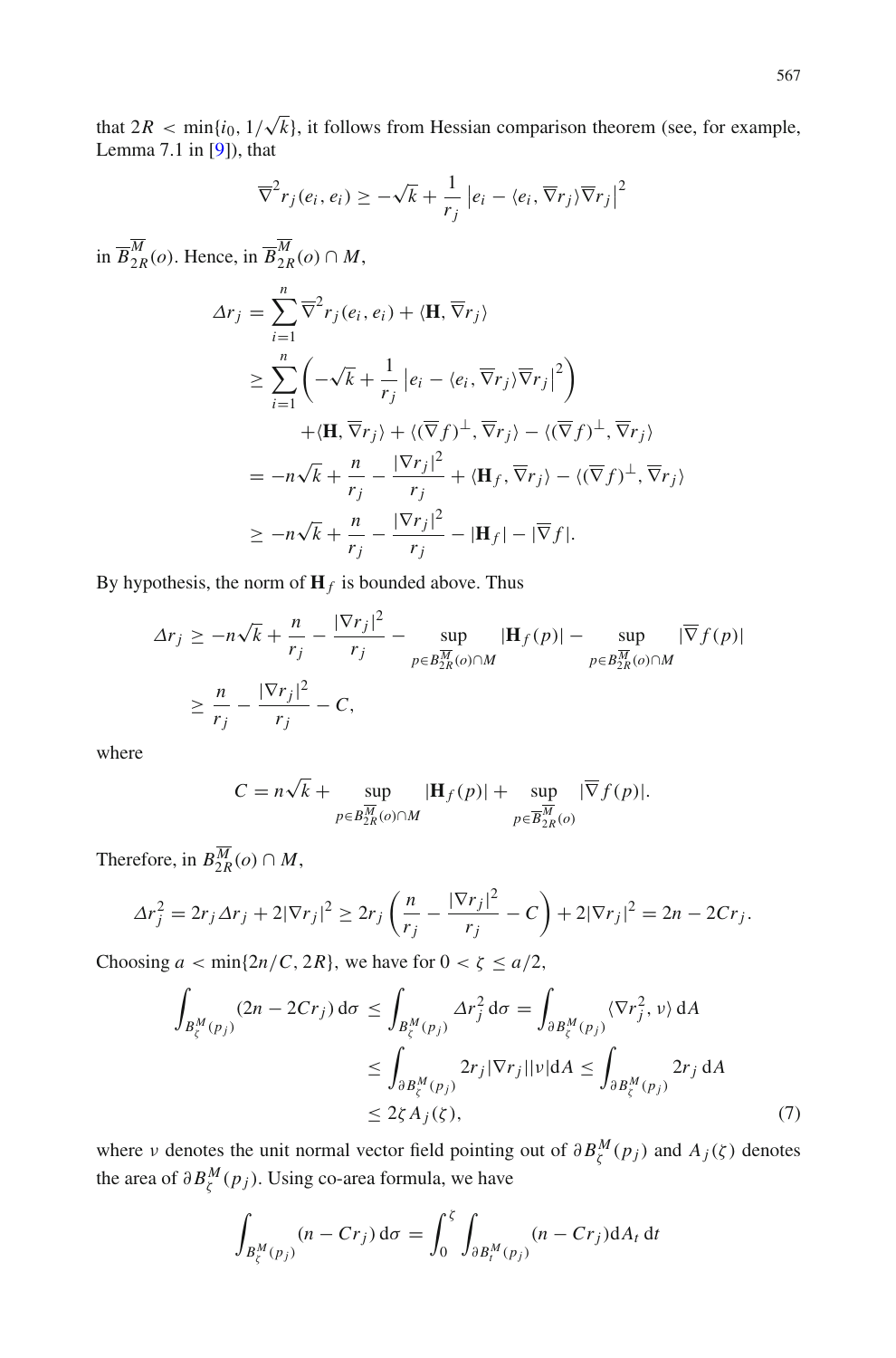that $2R < \min\{i_0, 1/\sqrt{k}\}$, it follows from Hessian comparison theorem (see, for example, Lemma 7.1 in [9]), that

$$\overline{\nabla}^2 r_j(e_i, e_i) \geq -\sqrt{k} + \frac{1}{r_j}\left|e_i - \langle e_i, \overline{\nabla} r_j\rangle \overline{\nabla} r_j\right|^2$$

in $\overline{B}^{\overline{M}}_{2R}(o)$. Hence, in $\overline{B}^{\overline{M}}_{2R}(o) \cap M$,

$$\begin{aligned}
\Delta r_j &= \sum_{i=1}^{n} \overline{\nabla}^2 r_j(e_i, e_i) + \langle \mathbf{H}, \overline{\nabla} r_j\rangle \\
&\geq \sum_{i=1}^{n}\left(-\sqrt{k} + \frac{1}{r_j}\left|e_i - \langle e_i, \overline{\nabla} r_j\rangle \overline{\nabla} r_j\right|^2\right) \\
&\quad + \langle \mathbf{H}, \overline{\nabla} r_j\rangle + \langle (\overline{\nabla} f)^{\perp}, \overline{\nabla} r_j\rangle - \langle (\overline{\nabla} f)^{\perp}, \overline{\nabla} r_j\rangle \\
&= -n\sqrt{k} + \frac{n}{r_j} - \frac{|\nabla r_j|^2}{r_j} + \langle \mathbf{H}_f, \overline{\nabla} r_j\rangle - \langle (\overline{\nabla} f)^{\perp}, \overline{\nabla} r_j\rangle \\
&\geq -n\sqrt{k} + \frac{n}{r_j} - \frac{|\nabla r_j|^2}{r_j} - |\mathbf{H}_f| - |\overline{\nabla} f|.
\end{aligned}$$

By hypothesis, the norm of $\mathbf{H}_f$ is bounded above. Thus

$$\begin{aligned}
\Delta r_j &\geq -n\sqrt{k} + \frac{n}{r_j} - \frac{|\nabla r_j|^2}{r_j} - \sup_{p \in B^{\overline{M}}_{2R}(o)\cap M} |\mathbf{H}_f(p)| - \sup_{p \in B^{\overline{M}}_{2R}(o)\cap M} |\overline{\nabla} f(p)| \\
&\geq \frac{n}{r_j} - \frac{|\nabla r_j|^2}{r_j} - C,
\end{aligned}$$

where

$$C = n\sqrt{k} + \sup_{p \in B^{\overline{M}}_{2R}(o)\cap M} |\mathbf{H}_f(p)| + \sup_{p \in \overline{B}^{\overline{M}}_{2R}(o)} |\overline{\nabla} f(p)|.$$

Therefore, in $B^{\overline{M}}_{2R}(o) \cap M$,

$$\Delta r_j^2 = 2r_j \Delta r_j + 2|\nabla r_j|^2 \geq 2r_j\left(\frac{n}{r_j} - \frac{|\nabla r_j|^2}{r_j} - C\right) + 2|\nabla r_j|^2 = 2n - 2Cr_j.$$

Choosing $a < \min\{2n/C, 2R\}$, we have for $0 < \zeta \leq a/2$,

$$\begin{aligned}
\int_{B^M_\zeta(p_j)} (2n - 2Cr_j)\,\mathrm{d}\sigma &\leq \int_{B^M_\zeta(p_j)} \Delta r_j^2\,\mathrm{d}\sigma = \int_{\partial B^M_\zeta(p_j)} \langle \nabla r_j^2, \nu\rangle\,\mathrm{d}A \\
&\leq \int_{\partial B^M_\zeta(p_j)} 2r_j|\nabla r_j||\nu|\mathrm{d}A \leq \int_{\partial B^M_\zeta(p_j)} 2r_j\,\mathrm{d}A \\
&\leq 2\zeta A_j(\zeta),
\end{aligned} \tag{7}$$

where $\nu$ denotes the unit normal vector field pointing out of $\partial B^M_\zeta(p_j)$ and $A_j(\zeta)$ denotes the area of $\partial B^M_\zeta(p_j)$. Using co-area formula, we have

$$\int_{B^M_\zeta(p_j)} (n - Cr_j)\,\mathrm{d}\sigma = \int_0^\zeta \int_{\partial B^M_t(p_j)} (n - Cr_j)\mathrm{d}A_t\,\mathrm{d}t$$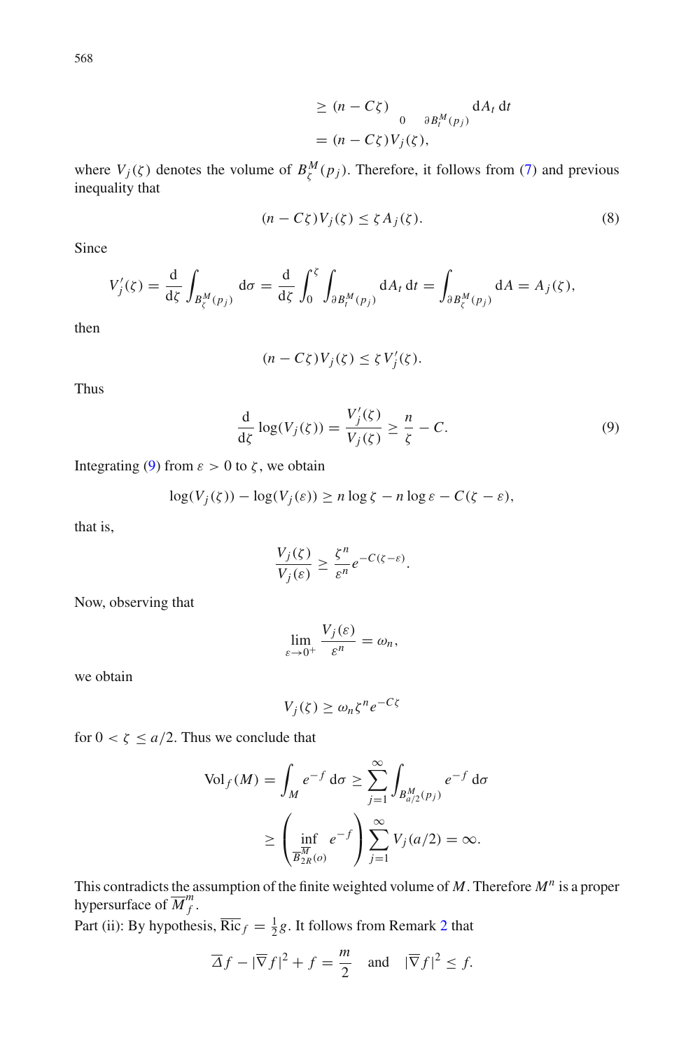$$\geq (n - C\zeta) \int_0 \int_{\partial B_t^M(p_j)} \mathrm{d}A_t\, \mathrm{d}t$$
$$= (n - C\zeta) V_j(\zeta),$$

where $V_j(\zeta)$ denotes the volume of $B_\zeta^M(p_j)$. Therefore, it follows from (7) and previous inequality that

$$(n - C\zeta) V_j(\zeta) \leq \zeta A_j(\zeta). \tag{8}$$

Since

$$V_j'(\zeta) = \frac{\mathrm{d}}{\mathrm{d}\zeta} \int_{B_\zeta^M(p_j)} \mathrm{d}\sigma = \frac{\mathrm{d}}{\mathrm{d}\zeta} \int_0^\zeta \int_{\partial B_t^M(p_j)} \mathrm{d}A_t\, \mathrm{d}t = \int_{\partial B_\zeta^M(p_j)} \mathrm{d}A = A_j(\zeta),$$

then

$$(n - C\zeta) V_j(\zeta) \leq \zeta V_j'(\zeta).$$

Thus

$$\frac{\mathrm{d}}{\mathrm{d}\zeta} \log(V_j(\zeta)) = \frac{V_j'(\zeta)}{V_j(\zeta)} \geq \frac{n}{\zeta} - C. \tag{9}$$

Integrating (9) from $\varepsilon > 0$ to $\zeta$, we obtain

$$\log(V_j(\zeta)) - \log(V_j(\varepsilon)) \geq n \log \zeta - n \log \varepsilon - C(\zeta - \varepsilon),$$

that is,

$$\frac{V_j(\zeta)}{V_j(\varepsilon)} \geq \frac{\zeta^n}{\varepsilon^n} e^{-C(\zeta - \varepsilon)}.$$

Now, observing that

$$\lim_{\varepsilon \to 0^+} \frac{V_j(\varepsilon)}{\varepsilon^n} = \omega_n,$$

we obtain

$$V_j(\zeta) \geq \omega_n \zeta^n e^{-C\zeta}$$

for $0 < \zeta \leq a/2$. Thus we conclude that

$$\mathrm{Vol}_f(M) = \int_M e^{-f}\, \mathrm{d}\sigma \geq \sum_{j=1}^{\infty} \int_{B_{a/2}^M(p_j)} e^{-f}\, \mathrm{d}\sigma$$
$$\geq \left( \inf_{\overline{B}_{2R}^{\overline{M}}(o)} e^{-f} \right) \sum_{j=1}^{\infty} V_j(a/2) = \infty.$$

This contradicts the assumption of the finite weighted volume of $M$. Therefore $M^n$ is a proper hypersurface of $\overline{M}_f^m$.

Part (ii): By hypothesis, $\overline{\mathrm{Ric}}_f = \frac{1}{2} g$. It follows from Remark 2 that

$$\overline{\Delta} f - |\overline{\nabla} f|^2 + f = \frac{m}{2} \quad \text{and} \quad |\overline{\nabla} f|^2 \leq f.$$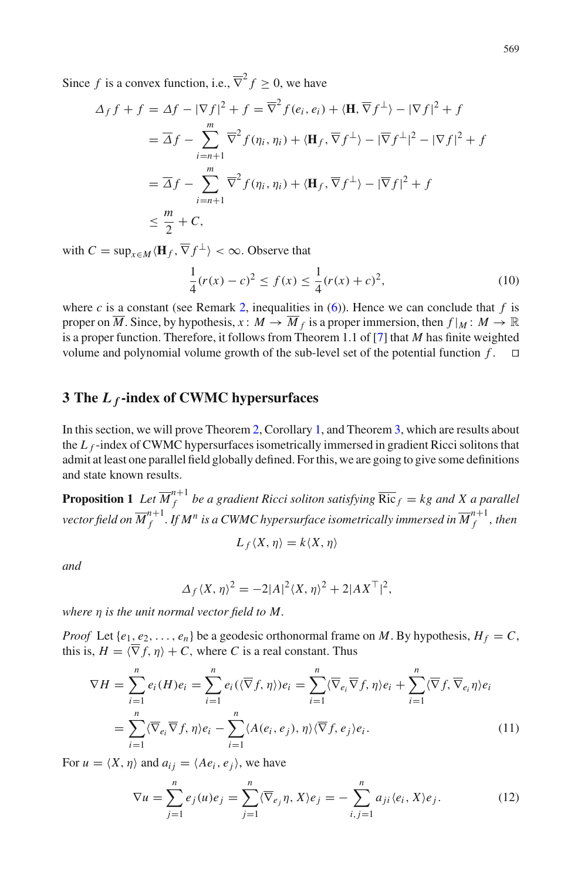Since $f$ is a convex function, i.e., $\overline{\nabla}^2 f \geq 0$, we have

$$
\begin{aligned}
\Delta_f f + f &= \Delta f - |\nabla f|^2 + f = \overline{\nabla}^2 f(e_i, e_i) + \langle \mathbf{H}, \overline{\nabla} f^{\perp} \rangle - |\nabla f|^2 + f \\
&= \overline{\Delta} f - \sum_{i=n+1}^{m} \overline{\nabla}^2 f(\eta_i, \eta_i) + \langle \mathbf{H}_f, \overline{\nabla} f^{\perp} \rangle - |\overline{\nabla} f^{\perp}|^2 - |\nabla f|^2 + f \\
&= \overline{\Delta} f - \sum_{i=n+1}^{m} \overline{\nabla}^2 f(\eta_i, \eta_i) + \langle \mathbf{H}_f, \overline{\nabla} f^{\perp} \rangle - |\overline{\nabla} f|^2 + f \\
&\leq \frac{m}{2} + C,
\end{aligned}
$$

with $C = \sup_{x \in M} \langle \mathbf{H}_f, \overline{\nabla} f^{\perp} \rangle < \infty$. Observe that

$$
\frac{1}{4}(r(x) - c)^2 \leq f(x) \leq \frac{1}{4}(r(x) + c)^2, \tag{10}
$$

where $c$ is a constant (see Remark 2, inequalities in (6)). Hence we can conclude that $f$ is proper on $\overline{M}$. Since, by hypothesis, $x\colon M \to \overline{M}_f$ is a proper immersion, then $f|_M\colon M \to \mathbb{R}$ is a proper function. Therefore, it follows from Theorem 1.1 of [7] that $M$ has finite weighted volume and polynomial volume growth of the sub-level set of the potential function $f$. $\square$

## 3 The $L_f$-index of CWMC hypersurfaces

In this section, we will prove Theorem 2, Corollary 1, and Theorem 3, which are results about the $L_f$-index of CWMC hypersurfaces isometrically immersed in gradient Ricci solitons that admit at least one parallel field globally defined. For this, we are going to give some definitions and state known results.

**Proposition 1** *Let $\overline{M}^{n+1}_f$ be a gradient Ricci soliton satisfying $\overline{\mathrm{Ric}}_f = kg$ and $X$ a parallel vector field on $\overline{M}^{n+1}_f$. If $M^n$ is a CWMC hypersurface isometrically immersed in $\overline{M}^{n+1}_f$, then*

$$
L_f \langle X, \eta \rangle = k \langle X, \eta \rangle
$$

*and*

$$
\Delta_f \langle X, \eta \rangle^2 = -2|A|^2 \langle X, \eta \rangle^2 + 2|AX^{\top}|^2,
$$

*where $\eta$ is the unit normal vector field to $M$.*

*Proof* Let $\{e_1, e_2, \ldots, e_n\}$ be a geodesic orthonormal frame on $M$. By hypothesis, $H_f = C$, this is, $H = \langle \overline{\nabla} f, \eta \rangle + C$, where $C$ is a real constant. Thus

$$
\begin{aligned}
\nabla H &= \sum_{i=1}^{n} e_i(H) e_i = \sum_{i=1}^{n} e_i(\langle \overline{\nabla} f, \eta \rangle) e_i = \sum_{i=1}^{n} \langle \overline{\nabla}_{e_i} \overline{\nabla} f, \eta \rangle e_i + \sum_{i=1}^{n} \langle \overline{\nabla} f, \overline{\nabla}_{e_i} \eta \rangle e_i \\
&= \sum_{i=1}^{n} \langle \overline{\nabla}_{e_i} \overline{\nabla} f, \eta \rangle e_i - \sum_{i=1}^{n} \langle A(e_i, e_j), \eta \rangle \langle \overline{\nabla} f, e_j \rangle e_i.
\end{aligned} \tag{11}
$$

For $u = \langle X, \eta \rangle$ and $a_{ij} = \langle A e_i, e_j \rangle$, we have

$$
\nabla u = \sum_{j=1}^{n} e_j(u) e_j = \sum_{j=1}^{n} \langle \overline{\nabla}_{e_j} \eta, X \rangle e_j = -\sum_{i,j=1}^{n} a_{ji} \langle e_i, X \rangle e_j. \tag{12}
$$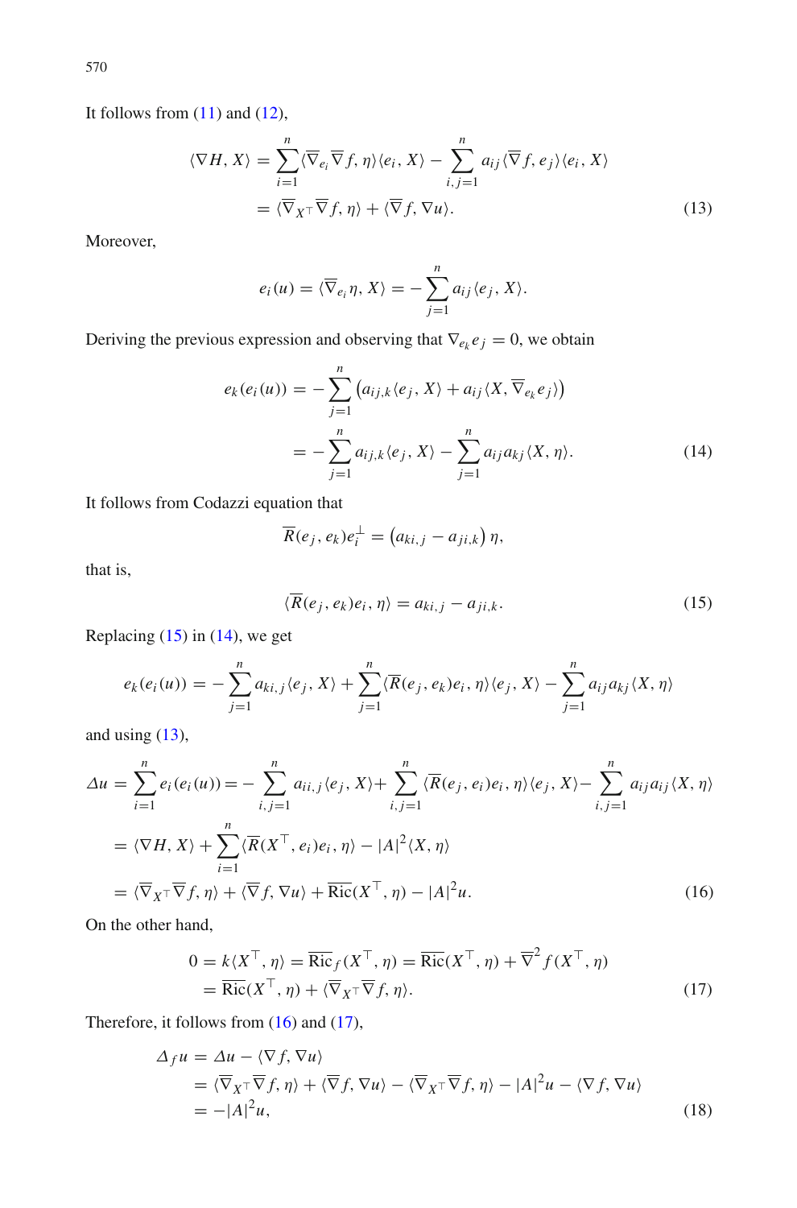It follows from (11) and (12),

$$
\begin{aligned}
\langle \nabla H, X\rangle &= \sum_{i=1}^{n} \langle \overline{\nabla}_{e_i} \overline{\nabla} f, \eta\rangle \langle e_i, X\rangle - \sum_{i,j=1}^{n} a_{ij} \langle \overline{\nabla} f, e_j\rangle \langle e_i, X\rangle \\
&= \langle \overline{\nabla}_{X^\top} \overline{\nabla} f, \eta\rangle + \langle \overline{\nabla} f, \nabla u\rangle. 
\end{aligned} \tag{13}
$$

Moreover,

$$
e_i(u) = \langle \overline{\nabla}_{e_i} \eta, X\rangle = -\sum_{j=1}^{n} a_{ij} \langle e_j, X\rangle.
$$

Deriving the previous expression and observing that $\nabla_{e_k} e_j = 0$, we obtain

$$
\begin{aligned}
e_k(e_i(u)) &= -\sum_{j=1}^{n} \left( a_{ij,k} \langle e_j, X\rangle + a_{ij} \langle X, \overline{\nabla}_{e_k} e_j\rangle \right) \\
&= -\sum_{j=1}^{n} a_{ij,k} \langle e_j, X\rangle - \sum_{j=1}^{n} a_{ij} a_{kj} \langle X, \eta\rangle. 
\end{aligned} \tag{14}
$$

It follows from Codazzi equation that

$$
\overline{R}(e_j, e_k) e_i^{\perp} = \left( a_{ki,j} - a_{ji,k} \right) \eta,
$$

that is,

$$
\langle \overline{R}(e_j, e_k) e_i, \eta\rangle = a_{ki,j} - a_{ji,k}. \tag{15}
$$

Replacing (15) in (14), we get

$$
e_k(e_i(u)) = -\sum_{j=1}^{n} a_{ki,j} \langle e_j, X\rangle + \sum_{j=1}^{n} \langle \overline{R}(e_j, e_k) e_i, \eta\rangle \langle e_j, X\rangle - \sum_{j=1}^{n} a_{ij} a_{kj} \langle X, \eta\rangle
$$

and using (13),

$$
\begin{aligned}
\Delta u &= \sum_{i=1}^{n} e_i(e_i(u)) = -\sum_{i,j=1}^{n} a_{ii,j} \langle e_j, X\rangle + \sum_{i,j=1}^{n} \langle \overline{R}(e_j, e_i) e_i, \eta\rangle \langle e_j, X\rangle - \sum_{i,j=1}^{n} a_{ij} a_{ij} \langle X, \eta\rangle \\
&= \langle \nabla H, X\rangle + \sum_{i=1}^{n} \langle \overline{R}(X^\top, e_i) e_i, \eta\rangle - |A|^2 \langle X, \eta\rangle \\
&= \langle \overline{\nabla}_{X^\top} \overline{\nabla} f, \eta\rangle + \langle \overline{\nabla} f, \nabla u\rangle + \overline{\mathrm{Ric}}(X^\top, \eta) - |A|^2 u. 
\end{aligned} \tag{16}
$$

On the other hand,

$$
\begin{aligned}
0 = k\langle X^\top, \eta\rangle &= \overline{\mathrm{Ric}}_f(X^\top, \eta) = \overline{\mathrm{Ric}}(X^\top, \eta) + \overline{\nabla}^2 f(X^\top, \eta) \\
&= \overline{\mathrm{Ric}}(X^\top, \eta) + \langle \overline{\nabla}_{X^\top} \overline{\nabla} f, \eta\rangle. 
\end{aligned} \tag{17}
$$

Therefore, it follows from (16) and (17),

$$
\begin{aligned}
\Delta_f u &= \Delta u - \langle \nabla f, \nabla u\rangle \\
&= \langle \overline{\nabla}_{X^\top} \overline{\nabla} f, \eta\rangle + \langle \overline{\nabla} f, \nabla u\rangle - \langle \overline{\nabla}_{X^\top} \overline{\nabla} f, \eta\rangle - |A|^2 u - \langle \nabla f, \nabla u\rangle \\
&= -|A|^2 u, 
\end{aligned} \tag{18}
$$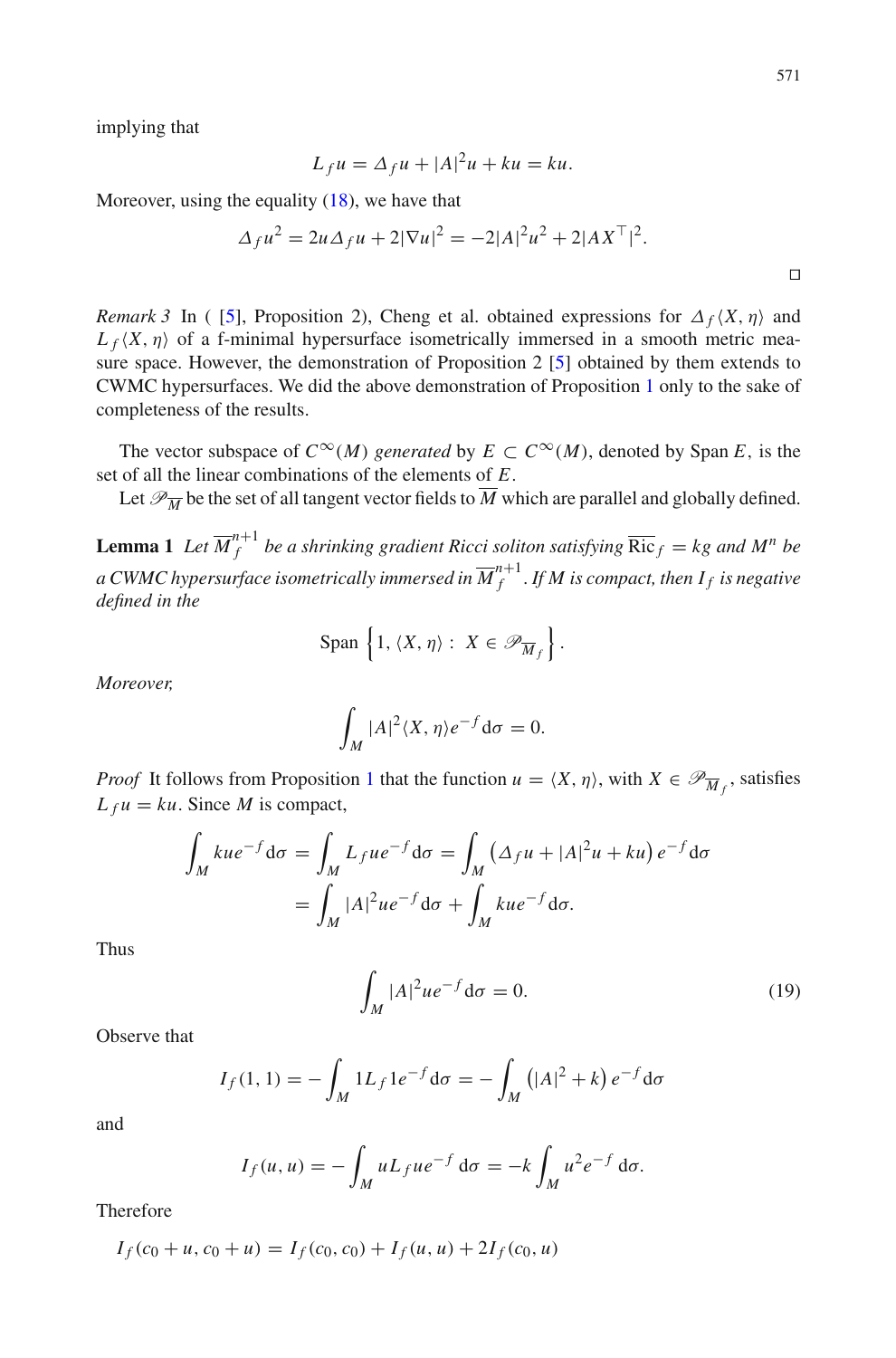implying that

$$L_f u = \Delta_f u + |A|^2 u + ku = ku.$$

Moreover, using the equality (18), we have that

$$\Delta_f u^2 = 2u\Delta_f u + 2|\nabla u|^2 = -2|A|^2u^2 + 2|AX^\top|^2.$$

□

*Remark 3* In ( [5], Proposition 2), Cheng et al. obtained expressions for $\Delta_f \langle X, \eta\rangle$ and $L_f \langle X, \eta\rangle$ of a f-minimal hypersurface isometrically immersed in a smooth metric measure space. However, the demonstration of Proposition 2 [5] obtained by them extends to CWMC hypersurfaces. We did the above demonstration of Proposition 1 only to the sake of completeness of the results.

The vector subspace of $C^\infty(M)$ *generated* by $E \subset C^\infty(M)$, denoted by Span $E$, is the set of all the linear combinations of the elements of $E$.

Let $\mathscr{P}_{\overline{M}}$ be the set of all tangent vector fields to $\overline{M}$ which are parallel and globally defined.

**Lemma 1** *Let $\overline{M}^{n+1}_f$ be a shrinking gradient Ricci soliton satisfying $\overline{\mathrm{Ric}}_f = kg$ and $M^n$ be a CWMC hypersurface isometrically immersed in $\overline{M}^{n+1}_f$. If $M$ is compact, then $I_f$ is negative defined in the*

$$\mathrm{Span}\left\{1, \langle X, \eta\rangle : \ X \in \mathscr{P}_{\overline{M}_f}\right\}.$$

*Moreover,*

$$\int_M |A|^2\langle X, \eta\rangle e^{-f}\mathrm{d}\sigma = 0.$$

*Proof* It follows from Proposition 1 that the function $u = \langle X, \eta\rangle$, with $X \in \mathscr{P}_{\overline{M}_f}$, satisfies $L_f u = ku$. Since $M$ is compact,

$$\begin{aligned}
\int_M kue^{-f}\mathrm{d}\sigma &= \int_M L_f ue^{-f}\mathrm{d}\sigma = \int_M \left(\Delta_f u + |A|^2u + ku\right)e^{-f}\mathrm{d}\sigma \\
&= \int_M |A|^2ue^{-f}\mathrm{d}\sigma + \int_M kue^{-f}\mathrm{d}\sigma.
\end{aligned}$$

Thus

$$\int_M |A|^2ue^{-f}\mathrm{d}\sigma = 0. \tag{19}$$

Observe that

$$I_f(1, 1) = -\int_M 1L_f 1e^{-f}\mathrm{d}\sigma = -\int_M \left(|A|^2 + k\right)e^{-f}\mathrm{d}\sigma$$

and

$$I_f(u, u) = -\int_M uL_f ue^{-f}\,\mathrm{d}\sigma = -k\int_M u^2e^{-f}\,\mathrm{d}\sigma.$$

Therefore

$$I_f(c_0 + u, c_0 + u) = I_f(c_0, c_0) + I_f(u, u) + 2I_f(c_0, u)$$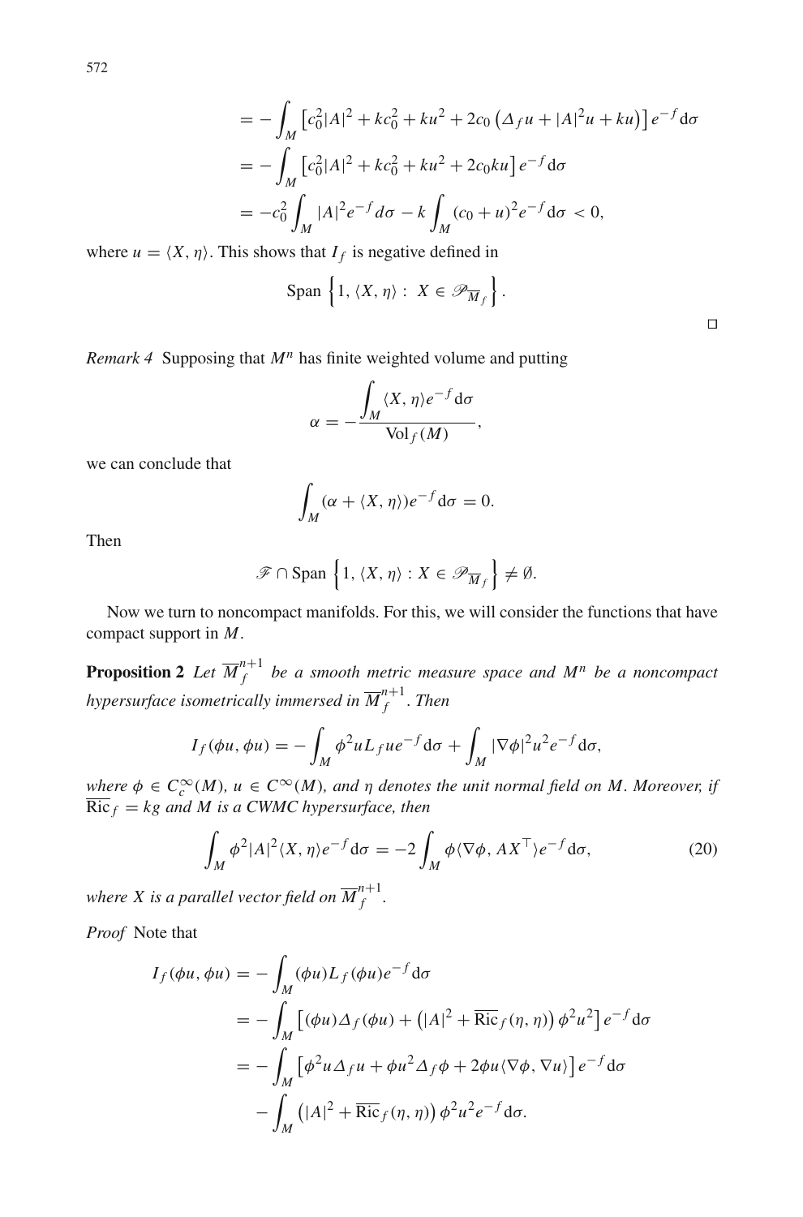$$
\begin{aligned}
&= -\int_M \left[c_0^2|A|^2 + kc_0^2 + ku^2 + 2c_0\left(\Delta_f u + |A|^2 u + ku\right)\right] e^{-f}\mathrm{d}\sigma \\
&= -\int_M \left[c_0^2|A|^2 + kc_0^2 + ku^2 + 2c_0 ku\right] e^{-f}\mathrm{d}\sigma \\
&= -c_0^2\int_M |A|^2 e^{-f} d\sigma - k\int_M (c_0+u)^2 e^{-f}\mathrm{d}\sigma < 0,
\end{aligned}
$$

where $u = \langle X, \eta\rangle$. This shows that $I_f$ is negative defined in

$$
\mathrm{Span}\left\{1, \langle X, \eta\rangle :\; X \in \mathscr{P}_{\overline{M}_f}\right\}.
$$

□

*Remark 4* Supposing that $M^n$ has finite weighted volume and putting

$$
\alpha = -\frac{\displaystyle\int_M \langle X, \eta\rangle e^{-f}\mathrm{d}\sigma}{\mathrm{Vol}_f(M)},
$$

we can conclude that

$$
\int_M (\alpha + \langle X, \eta\rangle) e^{-f}\mathrm{d}\sigma = 0.
$$

Then

$$
\mathscr{F} \cap \mathrm{Span}\left\{1, \langle X, \eta\rangle : X \in \mathscr{P}_{\overline{M}_f}\right\} \neq \emptyset.
$$

Now we turn to noncompact manifolds. For this, we will consider the functions that have compact support in $M$.

**Proposition 2** *Let $\overline{M}_f^{n+1}$ be a smooth metric measure space and $M^n$ be a noncompact hypersurface isometrically immersed in $\overline{M}_f^{n+1}$. Then*

$$
I_f(\phi u, \phi u) = -\int_M \phi^2 u L_f u e^{-f}\mathrm{d}\sigma + \int_M |\nabla\phi|^2 u^2 e^{-f}\mathrm{d}\sigma,
$$

*where $\phi \in C_c^\infty(M)$, $u \in C^\infty(M)$, and $\eta$ denotes the unit normal field on $M$. Moreover, if $\overline{\mathrm{Ric}}_f = kg$ and $M$ is a CWMC hypersurface, then*

$$
\int_M \phi^2 |A|^2 \langle X, \eta\rangle e^{-f}\mathrm{d}\sigma = -2\int_M \phi\langle\nabla\phi, AX^\top\rangle e^{-f}\mathrm{d}\sigma, \tag{20}
$$

*where $X$ is a parallel vector field on $\overline{M}_f^{n+1}$.*

*Proof* Note that

$$
\begin{aligned}
I_f(\phi u, \phi u) &= -\int_M (\phi u) L_f(\phi u) e^{-f}\mathrm{d}\sigma \\
&= -\int_M \left[(\phi u)\Delta_f(\phi u) + \left(|A|^2 + \overline{\mathrm{Ric}}_f(\eta,\eta)\right)\phi^2 u^2\right] e^{-f}\mathrm{d}\sigma \\
&= -\int_M \left[\phi^2 u \Delta_f u + \phi u^2 \Delta_f \phi + 2\phi u\langle\nabla\phi, \nabla u\rangle\right] e^{-f}\mathrm{d}\sigma \\
&\quad - \int_M \left(|A|^2 + \overline{\mathrm{Ric}}_f(\eta,\eta)\right)\phi^2 u^2 e^{-f}\mathrm{d}\sigma.
\end{aligned}
$$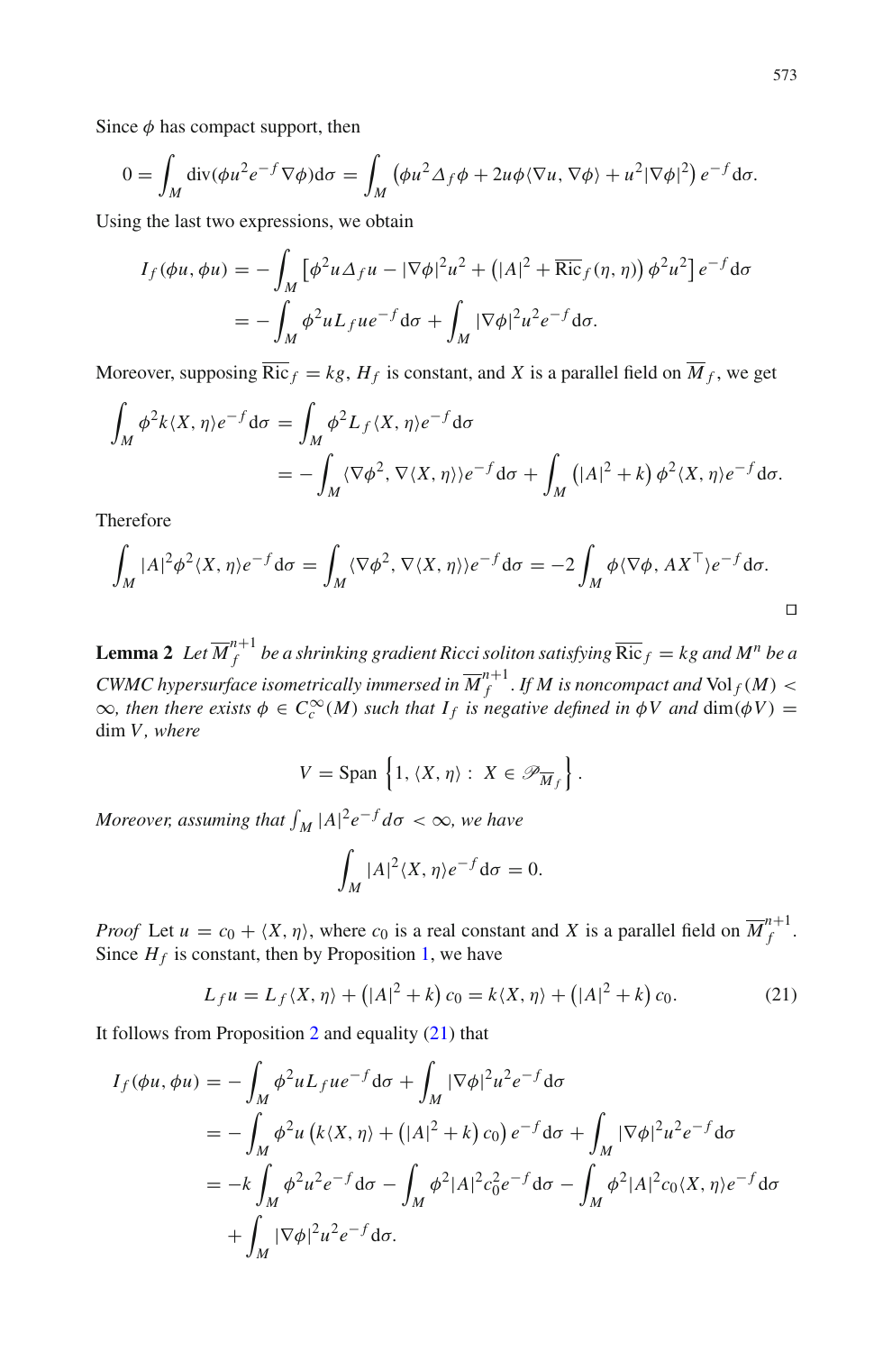Since $\phi$ has compact support, then

$$0 = \int_M \operatorname{div}(\phi u^2 e^{-f} \nabla \phi) \mathrm{d}\sigma = \int_M \left( \phi u^2 \Delta_f \phi + 2u\phi \langle \nabla u, \nabla \phi \rangle + u^2 |\nabla \phi|^2 \right) e^{-f} \mathrm{d}\sigma.$$

Using the last two expressions, we obtain

$$\begin{aligned} I_f(\phi u, \phi u) &= -\int_M \left[ \phi^2 u \Delta_f u - |\nabla \phi|^2 u^2 + \left( |A|^2 + \overline{\operatorname{Ric}}_f(\eta, \eta) \right) \phi^2 u^2 \right] e^{-f} \mathrm{d}\sigma \\ &= -\int_M \phi^2 u L_f u e^{-f} \mathrm{d}\sigma + \int_M |\nabla \phi|^2 u^2 e^{-f} \mathrm{d}\sigma. \end{aligned}$$

Moreover, supposing $\overline{\operatorname{Ric}}_f = kg$, $H_f$ is constant, and $X$ is a parallel field on $\overline{M}_f$, we get

$$\begin{aligned} \int_M \phi^2 k \langle X, \eta \rangle e^{-f} \mathrm{d}\sigma &= \int_M \phi^2 L_f \langle X, \eta \rangle e^{-f} \mathrm{d}\sigma \\ &= -\int_M \langle \nabla \phi^2, \nabla \langle X, \eta \rangle \rangle e^{-f} \mathrm{d}\sigma + \int_M \left( |A|^2 + k \right) \phi^2 \langle X, \eta \rangle e^{-f} \mathrm{d}\sigma. \end{aligned}$$

Therefore

$$\int_M |A|^2 \phi^2 \langle X, \eta \rangle e^{-f} \mathrm{d}\sigma = \int_M \langle \nabla \phi^2, \nabla \langle X, \eta \rangle \rangle e^{-f} \mathrm{d}\sigma = -2 \int_M \phi \langle \nabla \phi, A X^\top \rangle e^{-f} \mathrm{d}\sigma.$$

□

**Lemma 2** *Let $\overline{M}^{n+1}_f$ be a shrinking gradient Ricci soliton satisfying $\overline{\operatorname{Ric}}_f = kg$ and $M^n$ be a CWMC hypersurface isometrically immersed in $\overline{M}^{n+1}_f$. If $M$ is noncompact and $\operatorname{Vol}_f(M) < \infty$, then there exists $\phi \in C_c^\infty(M)$ such that $I_f$ is negative defined in $\phi V$ and $\dim(\phi V) = \dim V$, where*

$$V = \operatorname{Span} \left\{ 1, \langle X, \eta \rangle : X \in \mathscr{P}_{\overline{M}_f} \right\}.$$

*Moreover, assuming that $\int_M |A|^2 e^{-f} d\sigma < \infty$, we have*

$$\int_M |A|^2 \langle X, \eta \rangle e^{-f} \mathrm{d}\sigma = 0.$$

*Proof* Let $u = c_0 + \langle X, \eta \rangle$, where $c_0$ is a real constant and $X$ is a parallel field on $\overline{M}^{n+1}_f$. Since $H_f$ is constant, then by Proposition 1, we have

$$L_f u = L_f \langle X, \eta \rangle + \left( |A|^2 + k \right) c_0 = k \langle X, \eta \rangle + \left( |A|^2 + k \right) c_0. \tag{21}$$

It follows from Proposition 2 and equality (21) that

$$\begin{aligned} I_f(\phi u, \phi u) &= -\int_M \phi^2 u L_f u e^{-f} \mathrm{d}\sigma + \int_M |\nabla \phi|^2 u^2 e^{-f} \mathrm{d}\sigma \\ &= -\int_M \phi^2 u \left( k \langle X, \eta \rangle + \left( |A|^2 + k \right) c_0 \right) e^{-f} \mathrm{d}\sigma + \int_M |\nabla \phi|^2 u^2 e^{-f} \mathrm{d}\sigma \\ &= -k \int_M \phi^2 u^2 e^{-f} \mathrm{d}\sigma - \int_M \phi^2 |A|^2 c_0^2 e^{-f} \mathrm{d}\sigma - \int_M \phi^2 |A|^2 c_0 \langle X, \eta \rangle e^{-f} \mathrm{d}\sigma \\ &\quad + \int_M |\nabla \phi|^2 u^2 e^{-f} \mathrm{d}\sigma. \end{aligned}$$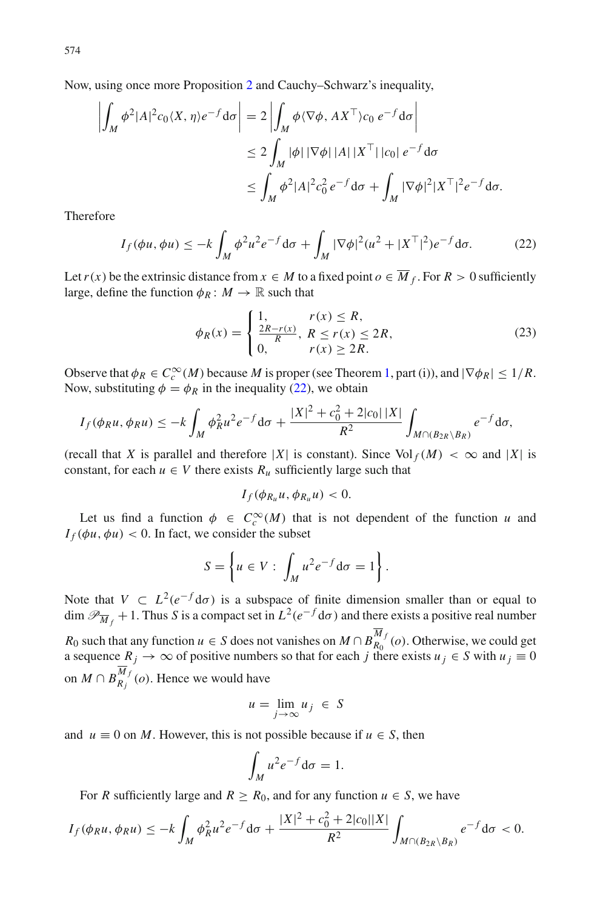Now, using once more Proposition 2 and Cauchy–Schwarz's inequality,

$$
\begin{aligned}
\left| \int_M \phi^2 |A|^2 c_0 \langle X, \eta\rangle e^{-f} \mathrm{d}\sigma \right| &= 2 \left| \int_M \phi \langle \nabla\phi, AX^\top\rangle c_0 \, e^{-f} \mathrm{d}\sigma \right| \\
&\leq 2 \int_M |\phi| \, |\nabla\phi| \, |A| \, |X^\top| \, |c_0| \, e^{-f} \mathrm{d}\sigma \\
&\leq \int_M \phi^2 |A|^2 c_0^2 \, e^{-f} \mathrm{d}\sigma + \int_M |\nabla\phi|^2 |X^\top|^2 e^{-f} \mathrm{d}\sigma.
\end{aligned}
$$

Therefore

$$
I_f(\phi u, \phi u) \leq -k \int_M \phi^2 u^2 e^{-f} \mathrm{d}\sigma + \int_M |\nabla\phi|^2 (u^2 + |X^\top|^2) e^{-f} \mathrm{d}\sigma. \tag{22}
$$

Let $r(x)$ be the extrinsic distance from $x \in M$ to a fixed point $o \in \overline{M}_f$. For $R > 0$ sufficiently large, define the function $\phi_R \colon M \to \mathbb{R}$ such that

$$
\phi_R(x) = \begin{cases} 1, & r(x) \leq R, \\ \frac{2R - r(x)}{R}, & R \leq r(x) \leq 2R, \\ 0, & r(x) \geq 2R. \end{cases} \tag{23}
$$

Observe that $\phi_R \in C_c^\infty(M)$ because $M$ is proper (see Theorem 1, part (i)), and $|\nabla\phi_R| \leq 1/R$. Now, substituting $\phi = \phi_R$ in the inequality (22), we obtain

$$
I_f(\phi_R u, \phi_R u) \leq -k \int_M \phi_R^2 u^2 e^{-f} \mathrm{d}\sigma + \frac{|X|^2 + c_0^2 + 2|c_0| \, |X|}{R^2} \int_{M \cap (B_{2R} \setminus B_R)} e^{-f} \mathrm{d}\sigma,
$$

(recall that $X$ is parallel and therefore $|X|$ is constant). Since $\mathrm{Vol}_f(M) < \infty$ and $|X|$ is constant, for each $u \in V$ there exists $R_u$ sufficiently large such that

$$
I_f(\phi_{R_u} u, \phi_{R_u} u) < 0.
$$

Let us find a function $\phi \in C_c^\infty(M)$ that is not dependent of the function $u$ and $I_f(\phi u, \phi u) < 0$. In fact, we consider the subset

$$
S = \left\{ u \in V : \int_M u^2 e^{-f} \mathrm{d}\sigma = 1 \right\}.
$$

Note that $V \subset L^2(e^{-f} \mathrm{d}\sigma)$ is a subspace of finite dimension smaller than or equal to $\dim \mathscr{P}_{\overline{M}_f} + 1$. Thus $S$ is a compact set in $L^2(e^{-f} \mathrm{d}\sigma)$ and there exists a positive real number $R_0$ such that any function $u \in S$ does not vanishes on $M \cap B_{R_0}^{\overline{M}_f}(o)$. Otherwise, we could get a sequence $R_j \to \infty$ of positive numbers so that for each $j$ there exists $u_j \in S$ with $u_j \equiv 0$ on $M \cap B_{R_j}^{\overline{M}_f}(o)$. Hence we would have

$$
u = \lim_{j \to \infty} u_j \ \in \ S
$$

and $u \equiv 0$ on $M$. However, this is not possible because if $u \in S$, then

$$
\int_M u^2 e^{-f} \mathrm{d}\sigma = 1.
$$

For $R$ sufficiently large and $R \geq R_0$, and for any function $u \in S$, we have

$$
I_f(\phi_R u, \phi_R u) \leq -k \int_M \phi_R^2 u^2 e^{-f} \mathrm{d}\sigma + \frac{|X|^2 + c_0^2 + 2|c_0||X|}{R^2} \int_{M \cap (B_{2R} \setminus B_R)} e^{-f} \mathrm{d}\sigma < 0.
$$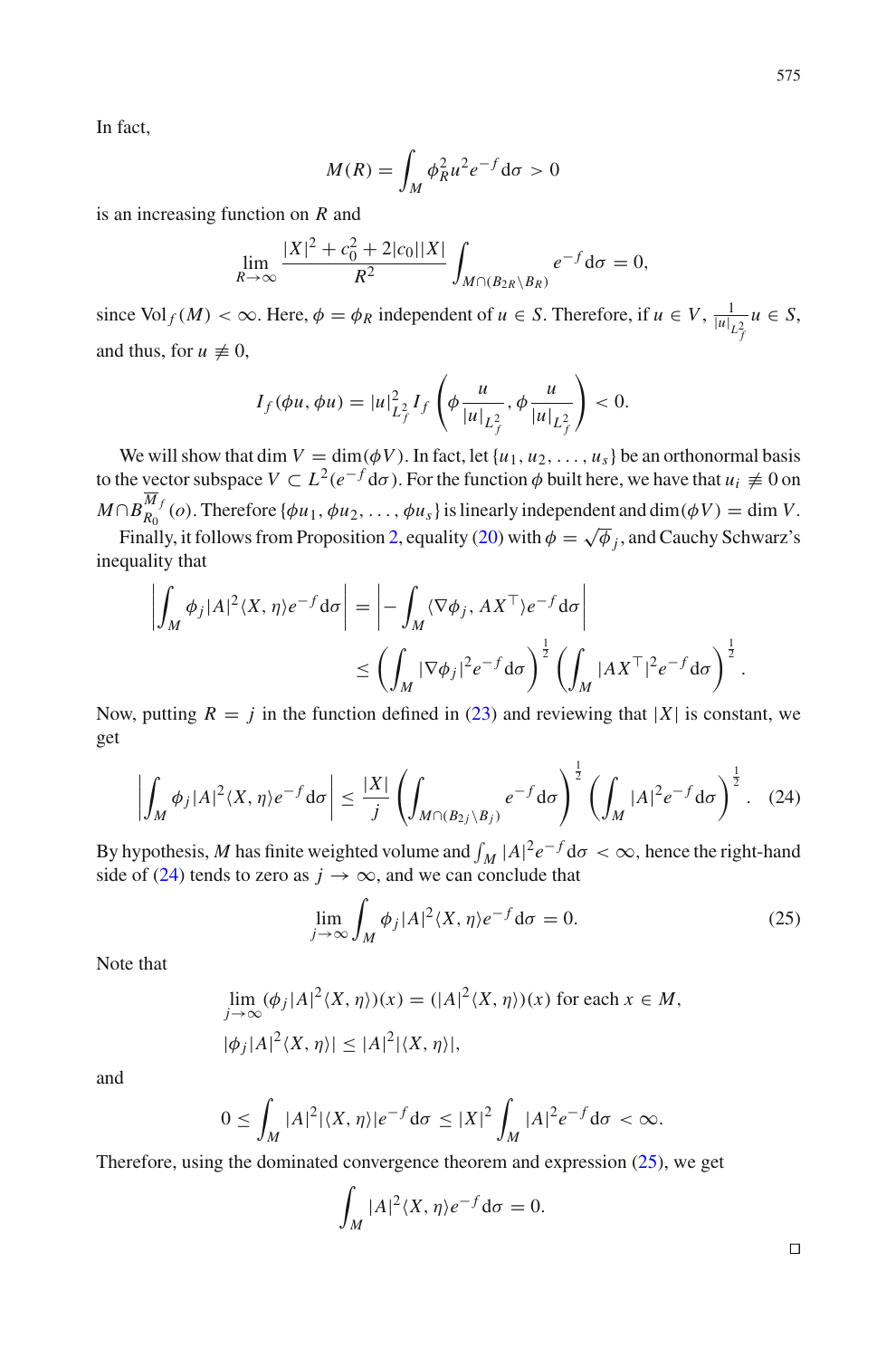In fact,

$$M(R) = \int_M \phi_R^2 u^2 e^{-f} \mathrm{d}\sigma > 0$$

is an increasing function on $R$ and

$$\lim_{R \to \infty} \frac{|X|^2 + c_0^2 + 2|c_0||X|}{R^2} \int_{M \cap (B_{2R} \setminus B_R)} e^{-f} \mathrm{d}\sigma = 0,$$

since $\mathrm{Vol}_f(M) < \infty$. Here, $\phi = \phi_R$ independent of $u \in S$. Therefore, if $u \in V$, $\frac{1}{|u|_{L_f^2}} u \in S$, and thus, for $u \not\equiv 0$,

$$I_f(\phi u, \phi u) = |u|_{L_f^2}^2 I_f\left(\phi \frac{u}{|u|_{L_f^2}}, \phi \frac{u}{|u|_{L_f^2}}\right) < 0.$$

We will show that $\dim V = \dim(\phi V)$. In fact, let $\{u_1, u_2, \ldots, u_s\}$ be an orthonormal basis to the vector subspace $V \subset L^2(e^{-f} \mathrm{d}\sigma)$. For the function $\phi$ built here, we have that $u_i \not\equiv 0$ on $M \cap B_{R_0}^{\overline{M}_f}(o)$. Therefore $\{\phi u_1, \phi u_2, \ldots, \phi u_s\}$ is linearly independent and $\dim(\phi V) = \dim V$.

Finally, it follows from Proposition 2, equality (20) with $\phi = \sqrt{\phi}_j$, and Cauchy Schwarz's inequality that

$$\left| \int_M \phi_j |A|^2 \langle X, \eta \rangle e^{-f} \mathrm{d}\sigma \right| = \left| - \int_M \langle \nabla \phi_j, A X^\top \rangle e^{-f} \mathrm{d}\sigma \right|$$
$$\leq \left( \int_M |\nabla \phi_j|^2 e^{-f} \mathrm{d}\sigma \right)^{\frac{1}{2}} \left( \int_M |A X^\top|^2 e^{-f} \mathrm{d}\sigma \right)^{\frac{1}{2}}.$$

Now, putting $R = j$ in the function defined in (23) and reviewing that $|X|$ is constant, we get

$$\left| \int_M \phi_j |A|^2 \langle X, \eta \rangle e^{-f} \mathrm{d}\sigma \right| \leq \frac{|X|}{j} \left( \int_{M \cap (B_{2j} \setminus B_j)} e^{-f} \mathrm{d}\sigma \right)^{\frac{1}{2}} \left( \int_M |A|^2 e^{-f} \mathrm{d}\sigma \right)^{\frac{1}{2}}. \quad (24)$$

By hypothesis, $M$ has finite weighted volume and $\int_M |A|^2 e^{-f} \mathrm{d}\sigma < \infty$, hence the right-hand side of (24) tends to zero as $j \to \infty$, and we can conclude that

$$\lim_{j \to \infty} \int_M \phi_j |A|^2 \langle X, \eta \rangle e^{-f} \mathrm{d}\sigma = 0. \quad (25)$$

Note that

$$\lim_{j \to \infty} (\phi_j |A|^2 \langle X, \eta \rangle)(x) = (|A|^2 \langle X, \eta \rangle)(x) \text{ for each } x \in M,$$
$$|\phi_j |A|^2 \langle X, \eta \rangle| \leq |A|^2 |\langle X, \eta \rangle|,$$

and

$$0 \leq \int_M |A|^2 |\langle X, \eta \rangle| e^{-f} \mathrm{d}\sigma \leq |X|^2 \int_M |A|^2 e^{-f} \mathrm{d}\sigma < \infty.$$

Therefore, using the dominated convergence theorem and expression (25), we get

$$\int_M |A|^2 \langle X, \eta \rangle e^{-f} \mathrm{d}\sigma = 0.$$

□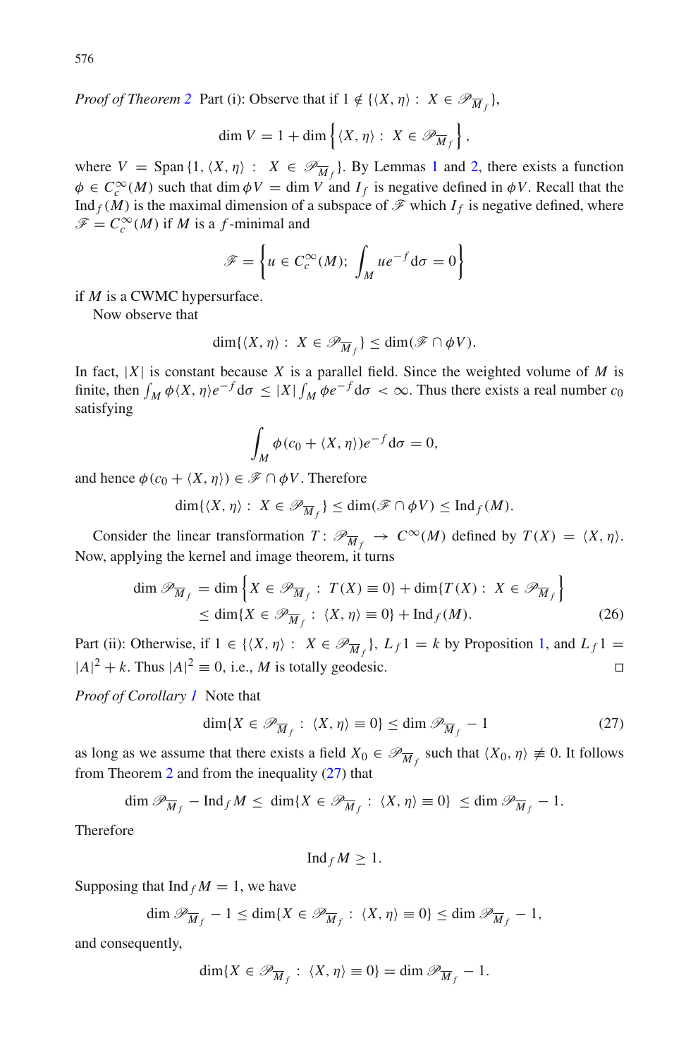*Proof of Theorem 2* Part (i): Observe that if $1 \notin \{\langle X, \eta \rangle : X \in \mathscr{P}_{\overline{M}_f}\}$,

$$\dim V = 1 + \dim \left\{ \langle X, \eta \rangle : X \in \mathscr{P}_{\overline{M}_f} \right\},$$

where $V = \operatorname{Span}\{1, \langle X, \eta \rangle : X \in \mathscr{P}_{\overline{M}_f}\}$. By Lemmas 1 and 2, there exists a function $\phi \in C_c^\infty(M)$ such that $\dim \phi V = \dim V$ and $I_f$ is negative defined in $\phi V$. Recall that the $\operatorname{Ind}_f(M)$ is the maximal dimension of a subspace of $\mathscr{F}$ which $I_f$ is negative defined, where $\mathscr{F} = C_c^\infty(M)$ if $M$ is a $f$-minimal and

$$\mathscr{F} = \left\{ u \in C_c^\infty(M);\ \int_M u e^{-f} \mathrm{d}\sigma = 0 \right\}$$

if $M$ is a CWMC hypersurface.

Now observe that

$$\dim\{\langle X, \eta \rangle : X \in \mathscr{P}_{\overline{M}_f}\} \leq \dim(\mathscr{F} \cap \phi V).$$

In fact, $|X|$ is constant because $X$ is a parallel field. Since the weighted volume of $M$ is finite, then $\int_M \phi \langle X, \eta \rangle e^{-f} \mathrm{d}\sigma \leq |X| \int_M \phi e^{-f} \mathrm{d}\sigma < \infty$. Thus there exists a real number $c_0$ satisfying

$$\int_M \phi(c_0 + \langle X, \eta \rangle) e^{-f} \mathrm{d}\sigma = 0,$$

and hence $\phi(c_0 + \langle X, \eta \rangle) \in \mathscr{F} \cap \phi V$. Therefore

$$\dim\{\langle X, \eta \rangle : X \in \mathscr{P}_{\overline{M}_f}\} \leq \dim(\mathscr{F} \cap \phi V) \leq \operatorname{Ind}_f(M).$$

Consider the linear transformation $T : \mathscr{P}_{\overline{M}_f} \to C^\infty(M)$ defined by $T(X) = \langle X, \eta \rangle$. Now, applying the kernel and image theorem, it turns

$$\begin{aligned}
\dim \mathscr{P}_{\overline{M}_f} &= \dim \left\{ X \in \mathscr{P}_{\overline{M}_f} : T(X) \equiv 0 \right\} + \dim\{T(X) : X \in \mathscr{P}_{\overline{M}_f}\} \\
&\leq \dim\{X \in \mathscr{P}_{\overline{M}_f} : \langle X, \eta \rangle \equiv 0\} + \operatorname{Ind}_f(M). \qquad (26)
\end{aligned}$$

Part (ii): Otherwise, if $1 \in \{\langle X, \eta \rangle : X \in \mathscr{P}_{\overline{M}_f}\}$, $L_f 1 = k$ by Proposition 1, and $L_f 1 = |A|^2 + k$. Thus $|A|^2 \equiv 0$, i.e., $M$ is totally geodesic. □

*Proof of Corollary 1* Note that

$$\dim\{X \in \mathscr{P}_{\overline{M}_f} : \langle X, \eta \rangle \equiv 0\} \leq \dim \mathscr{P}_{\overline{M}_f} - 1 \qquad (27)$$

as long as we assume that there exists a field $X_0 \in \mathscr{P}_{\overline{M}_f}$ such that $\langle X_0, \eta \rangle \not\equiv 0$. It follows from Theorem 2 and from the inequality (27) that

$$\dim \mathscr{P}_{\overline{M}_f} - \operatorname{Ind}_f M \leq \dim\{X \in \mathscr{P}_{\overline{M}_f} : \langle X, \eta \rangle \equiv 0\} \leq \dim \mathscr{P}_{\overline{M}_f} - 1.$$

Therefore

$$\operatorname{Ind}_f M \geq 1.$$

Supposing that $\operatorname{Ind}_f M = 1$, we have

$$\dim \mathscr{P}_{\overline{M}_f} - 1 \leq \dim\{X \in \mathscr{P}_{\overline{M}_f} : \langle X, \eta \rangle \equiv 0\} \leq \dim \mathscr{P}_{\overline{M}_f} - 1,$$

and consequently,

$$\dim\{X \in \mathscr{P}_{\overline{M}_f} : \langle X, \eta \rangle \equiv 0\} = \dim \mathscr{P}_{\overline{M}_f} - 1.$$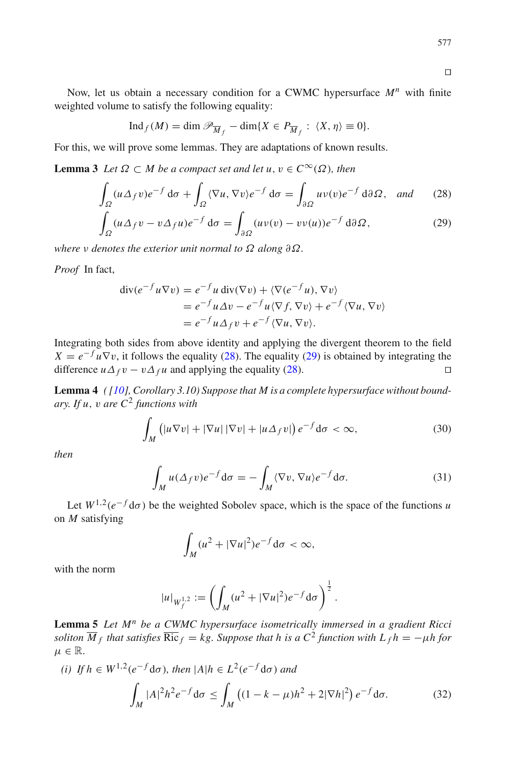□

Now, let us obtain a necessary condition for a CWMC hypersurface $M^n$ with finite weighted volume to satisfy the following equality:

$$\mathrm{Ind}_f(M) = \dim \mathscr{P}_{\overline{M}_f} - \dim\{X \in P_{\overline{M}_f} : \langle X, \eta \rangle \equiv 0\}.$$

For this, we will prove some lemmas. They are adaptations of known results.

**Lemma 3** *Let $\Omega \subset M$ be a compact set and let $u, v \in C^\infty(\Omega)$, then*

$$\int_\Omega (u\Delta_f v)e^{-f}\,\mathrm{d}\sigma + \int_\Omega \langle \nabla u, \nabla v\rangle e^{-f}\,\mathrm{d}\sigma = \int_{\partial\Omega} u\nu(v)e^{-f}\,\mathrm{d}\partial\Omega, \quad \text{and} \tag{28}$$

$$\int_\Omega (u\Delta_f v - v\Delta_f u)e^{-f}\,\mathrm{d}\sigma = \int_{\partial\Omega} (u\nu(v) - v\nu(u))e^{-f}\,\mathrm{d}\partial\Omega, \tag{29}$$

*where $\nu$ denotes the exterior unit normal to $\Omega$ along $\partial\Omega$.*

*Proof* In fact,

$$\begin{aligned}
\mathrm{div}(e^{-f}u\nabla v) &= e^{-f}u\,\mathrm{div}(\nabla v) + \langle \nabla(e^{-f}u), \nabla v\rangle \\
&= e^{-f}u\Delta v - e^{-f}u\langle \nabla f, \nabla v\rangle + e^{-f}\langle \nabla u, \nabla v\rangle \\
&= e^{-f}u\Delta_f v + e^{-f}\langle \nabla u, \nabla v\rangle.
\end{aligned}$$

Integrating both sides from above identity and applying the divergent theorem to the field $X = e^{-f}u\nabla v$, it follows the equality (28). The equality (29) is obtained by integrating the difference $u\Delta_f v - v\Delta_f u$ and applying the equality (28). □

**Lemma 4** *([10], Corollary 3.10) Suppose that M is a complete hypersurface without boundary. If $u, v$ are $C^2$ functions with*

$$\int_M \left(|u\nabla v| + |\nabla u|\,|\nabla v| + |u\Delta_f v|\right)e^{-f}\mathrm{d}\sigma < \infty, \tag{30}$$

*then*

$$\int_M u(\Delta_f v)e^{-f}\mathrm{d}\sigma = -\int_M \langle \nabla v, \nabla u\rangle e^{-f}\mathrm{d}\sigma. \tag{31}$$

Let $W^{1,2}(e^{-f}\mathrm{d}\sigma)$ be the weighted Sobolev space, which is the space of the functions $u$ on $M$ satisfying

$$\int_M (u^2 + |\nabla u|^2)e^{-f}\mathrm{d}\sigma < \infty,$$

with the norm

$$|u|_{W_f^{1,2}} := \left(\int_M (u^2 + |\nabla u|^2)e^{-f}\mathrm{d}\sigma\right)^{\frac{1}{2}}.$$

**Lemma 5** *Let $M^n$ be a CWMC hypersurface isometrically immersed in a gradient Ricci soliton $\overline{M}_f$ that satisfies $\overline{\mathrm{Ric}}_f = kg$. Suppose that $h$ is a $C^2$ function with $L_f h = -\mu h$ for $\mu \in \mathbb{R}$.*

*(i) If $h \in W^{1,2}(e^{-f}\mathrm{d}\sigma)$, then $|A|h \in L^2(e^{-f}\mathrm{d}\sigma)$ and*

$$\int_M |A|^2h^2e^{-f}\mathrm{d}\sigma \leq \int_M \left((1-k-\mu)h^2 + 2|\nabla h|^2\right)e^{-f}\mathrm{d}\sigma. \tag{32}$$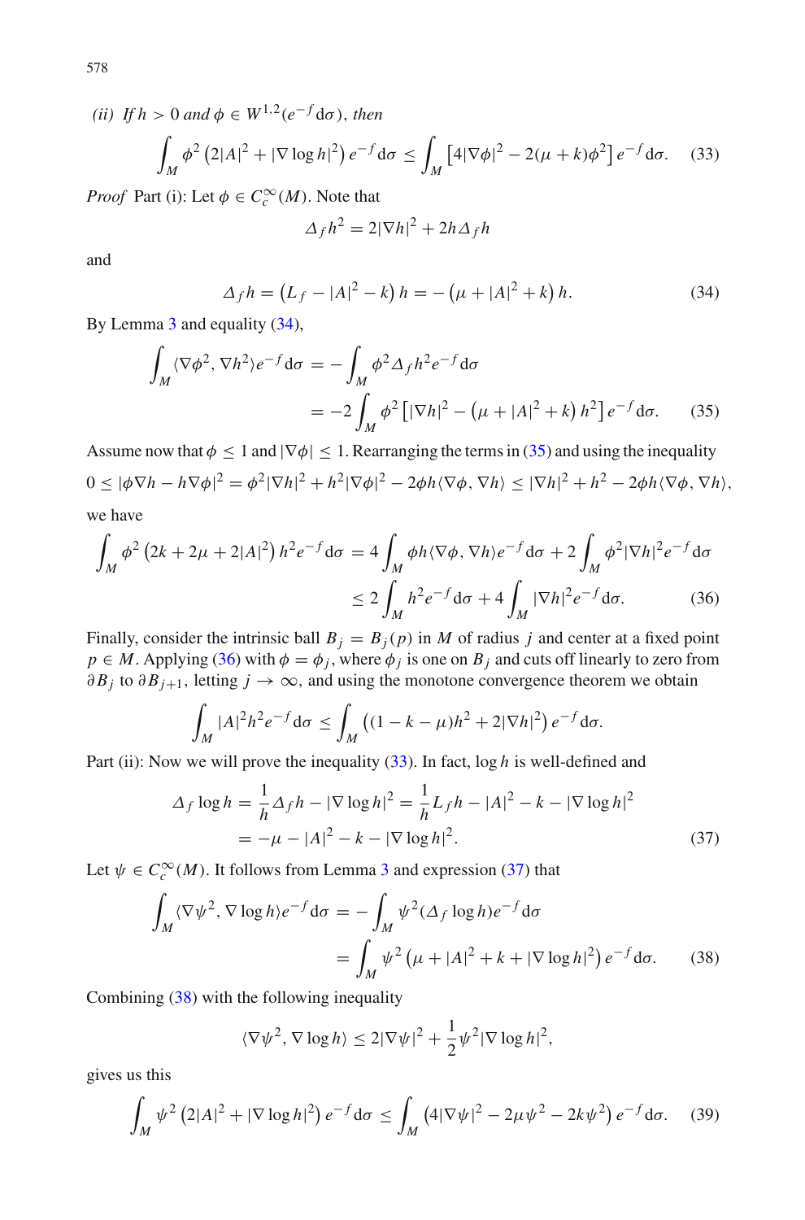*(ii) If $h > 0$ and $\phi \in W^{1,2}(e^{-f}\mathrm{d}\sigma)$, then*

$$\int_M \phi^2 \left(2|A|^2 + |\nabla \log h|^2\right) e^{-f}\mathrm{d}\sigma \leq \int_M \left[4|\nabla\phi|^2 - 2(\mu + k)\phi^2\right] e^{-f}\mathrm{d}\sigma. \tag{33}$$

*Proof* Part (i): Let $\phi \in C_c^\infty(M)$. Note that

$$\Delta_f h^2 = 2|\nabla h|^2 + 2h\Delta_f h$$

and

$$\Delta_f h = \left(L_f - |A|^2 - k\right) h = -\left(\mu + |A|^2 + k\right) h. \tag{34}$$

By Lemma 3 and equality (34),

$$\begin{aligned}\int_M \langle \nabla\phi^2, \nabla h^2\rangle e^{-f}\mathrm{d}\sigma &= -\int_M \phi^2 \Delta_f h^2 e^{-f}\mathrm{d}\sigma \\ &= -2\int_M \phi^2 \left[|\nabla h|^2 - \left(\mu + |A|^2 + k\right) h^2\right] e^{-f}\mathrm{d}\sigma. \end{aligned}\tag{35}$$

Assume now that $\phi \leq 1$ and $|\nabla\phi| \leq 1$. Rearranging the terms in (35) and using the inequality

$$0 \leq |\phi\nabla h - h\nabla\phi|^2 = \phi^2|\nabla h|^2 + h^2|\nabla\phi|^2 - 2\phi h\langle\nabla\phi, \nabla h\rangle \leq |\nabla h|^2 + h^2 - 2\phi h\langle\nabla\phi, \nabla h\rangle,$$

we have

$$\begin{aligned}\int_M \phi^2 \left(2k + 2\mu + 2|A|^2\right) h^2 e^{-f}\mathrm{d}\sigma &= 4\int_M \phi h\langle\nabla\phi, \nabla h\rangle e^{-f}\mathrm{d}\sigma + 2\int_M \phi^2|\nabla h|^2 e^{-f}\mathrm{d}\sigma \\ &\leq 2\int_M h^2 e^{-f}\mathrm{d}\sigma + 4\int_M |\nabla h|^2 e^{-f}\mathrm{d}\sigma. \end{aligned}\tag{36}$$

Finally, consider the intrinsic ball $B_j = B_j(p)$ in $M$ of radius $j$ and center at a fixed point $p \in M$. Applying (36) with $\phi = \phi_j$, where $\phi_j$ is one on $B_j$ and cuts off linearly to zero from $\partial B_j$ to $\partial B_{j+1}$, letting $j \to \infty$, and using the monotone convergence theorem we obtain

$$\int_M |A|^2 h^2 e^{-f}\mathrm{d}\sigma \leq \int_M \left((1 - k - \mu)h^2 + 2|\nabla h|^2\right) e^{-f}\mathrm{d}\sigma.$$

Part (ii): Now we will prove the inequality (33). In fact, $\log h$ is well-defined and

$$\begin{aligned}\Delta_f \log h &= \frac{1}{h}\Delta_f h - |\nabla \log h|^2 = \frac{1}{h} L_f h - |A|^2 - k - |\nabla \log h|^2 \\ &= -\mu - |A|^2 - k - |\nabla \log h|^2. \end{aligned}\tag{37}$$

Let $\psi \in C_c^\infty(M)$. It follows from Lemma 3 and expression (37) that

$$\begin{aligned}\int_M \langle\nabla\psi^2, \nabla \log h\rangle e^{-f}\mathrm{d}\sigma &= -\int_M \psi^2(\Delta_f \log h) e^{-f}\mathrm{d}\sigma \\ &= \int_M \psi^2 \left(\mu + |A|^2 + k + |\nabla \log h|^2\right) e^{-f}\mathrm{d}\sigma. \end{aligned}\tag{38}$$

Combining (38) with the following inequality

$$\langle\nabla\psi^2, \nabla \log h\rangle \leq 2|\nabla\psi|^2 + \frac{1}{2}\psi^2|\nabla \log h|^2,$$

gives us this

$$\int_M \psi^2 \left(2|A|^2 + |\nabla \log h|^2\right) e^{-f}\mathrm{d}\sigma \leq \int_M \left(4|\nabla\psi|^2 - 2\mu\psi^2 - 2k\psi^2\right) e^{-f}\mathrm{d}\sigma. \tag{39}$$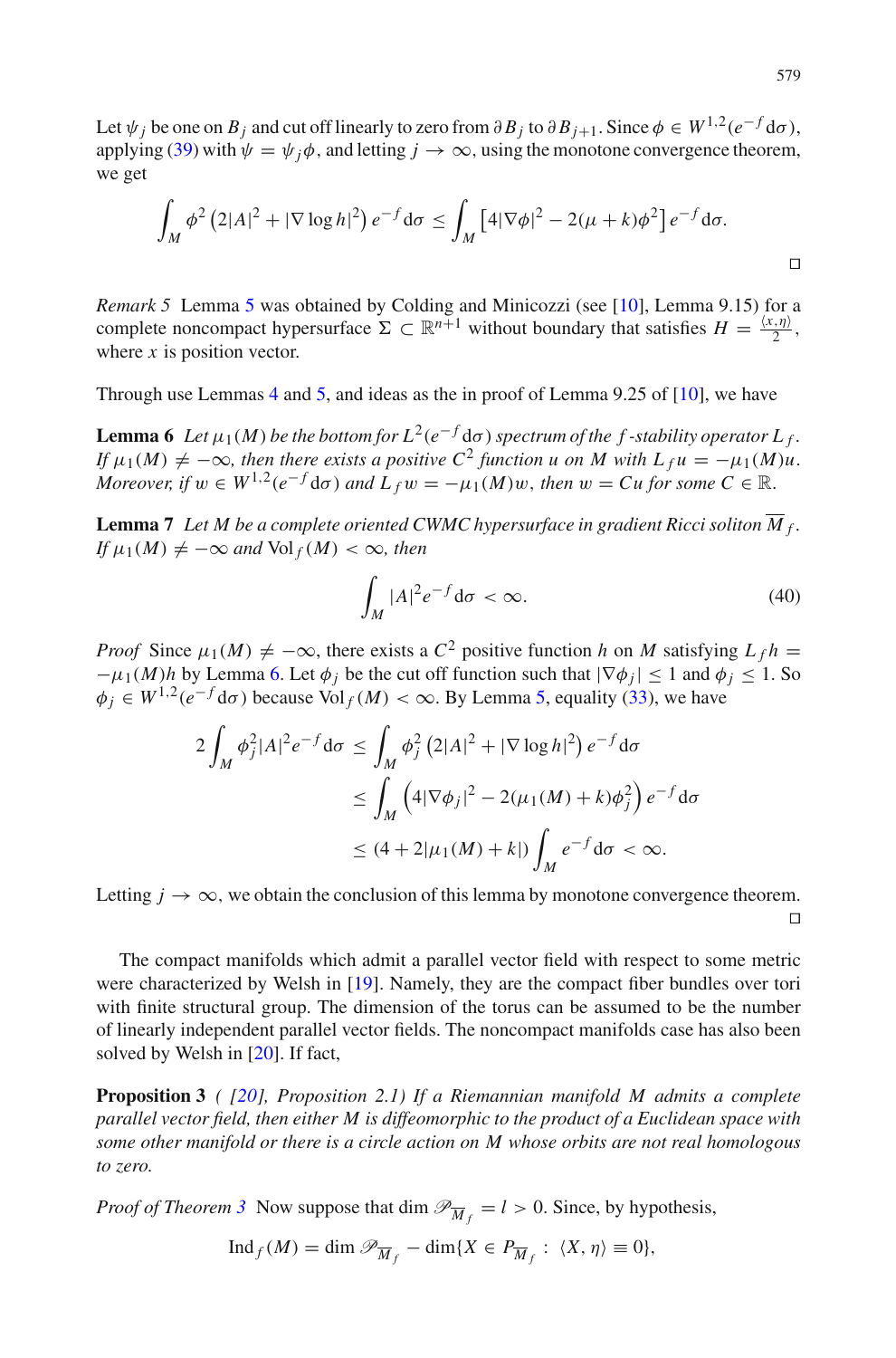Let $\psi_j$ be one on $B_j$ and cut off linearly to zero from $\partial B_j$ to $\partial B_{j+1}$. Since $\phi \in W^{1,2}(e^{-f}\mathrm{d}\sigma)$, applying (39) with $\psi = \psi_j \phi$, and letting $j \to \infty$, using the monotone convergence theorem, we get

$$\int_M \phi^2 \left(2|A|^2 + |\nabla \log h|^2\right) e^{-f}\mathrm{d}\sigma \le \int_M \left[4|\nabla\phi|^2 - 2(\mu + k)\phi^2\right] e^{-f}\mathrm{d}\sigma.$$

□

*Remark 5* Lemma 5 was obtained by Colding and Minicozzi (see [10], Lemma 9.15) for a complete noncompact hypersurface $\Sigma \subset \mathbb{R}^{n+1}$ without boundary that satisfies $H = \frac{\langle x, \eta\rangle}{2}$, where $x$ is position vector.

Through use Lemmas 4 and 5, and ideas as the in proof of Lemma 9.25 of [10], we have

**Lemma 6** *Let $\mu_1(M)$ be the bottom for $L^2(e^{-f}\mathrm{d}\sigma)$ spectrum of the $f$-stability operator $L_f$. If $\mu_1(M) \neq -\infty$, then there exists a positive $C^2$ function $u$ on $M$ with $L_f u = -\mu_1(M)u$. Moreover, if $w \in W^{1,2}(e^{-f}\mathrm{d}\sigma)$ and $L_f w = -\mu_1(M)w$, then $w = Cu$ for some $C \in \mathbb{R}$.*

**Lemma 7** *Let $M$ be a complete oriented CWMC hypersurface in gradient Ricci soliton $\overline{M}_f$. If $\mu_1(M) \neq -\infty$ and $\mathrm{Vol}_f(M) < \infty$, then*

$$\int_M |A|^2 e^{-f}\mathrm{d}\sigma < \infty. \tag{40}$$

*Proof* Since $\mu_1(M) \neq -\infty$, there exists a $C^2$ positive function $h$ on $M$ satisfying $L_f h = -\mu_1(M)h$ by Lemma 6. Let $\phi_j$ be the cut off function such that $|\nabla\phi_j| \le 1$ and $\phi_j \le 1$. So $\phi_j \in W^{1,2}(e^{-f}\mathrm{d}\sigma)$ because $\mathrm{Vol}_f(M) < \infty$. By Lemma 5, equality (33), we have

$$\begin{aligned}
2\int_M \phi_j^2 |A|^2 e^{-f}\mathrm{d}\sigma &\le \int_M \phi_j^2 \left(2|A|^2 + |\nabla \log h|^2\right) e^{-f}\mathrm{d}\sigma \\
&\le \int_M \left(4|\nabla\phi_j|^2 - 2(\mu_1(M) + k)\phi_j^2\right) e^{-f}\mathrm{d}\sigma \\
&\le (4 + 2|\mu_1(M) + k|) \int_M e^{-f}\mathrm{d}\sigma < \infty.
\end{aligned}$$

Letting $j \to \infty$, we obtain the conclusion of this lemma by monotone convergence theorem. □

The compact manifolds which admit a parallel vector field with respect to some metric were characterized by Welsh in [19]. Namely, they are the compact fiber bundles over tori with finite structural group. The dimension of the torus can be assumed to be the number of linearly independent parallel vector fields. The noncompact manifolds case has also been solved by Welsh in [20]. If fact,

**Proposition 3** *( [20], Proposition 2.1) If a Riemannian manifold $M$ admits a complete parallel vector field, then either $M$ is diffeomorphic to the product of a Euclidean space with some other manifold or there is a circle action on $M$ whose orbits are not real homologous to zero.*

*Proof of Theorem 3* Now suppose that $\dim \mathscr{P}_{\overline{M}_f} = l > 0$. Since, by hypothesis,

$$\mathrm{Ind}_f(M) = \dim \mathscr{P}_{\overline{M}_f} - \dim\{X \in P_{\overline{M}_f} : \langle X, \eta\rangle \equiv 0\},$$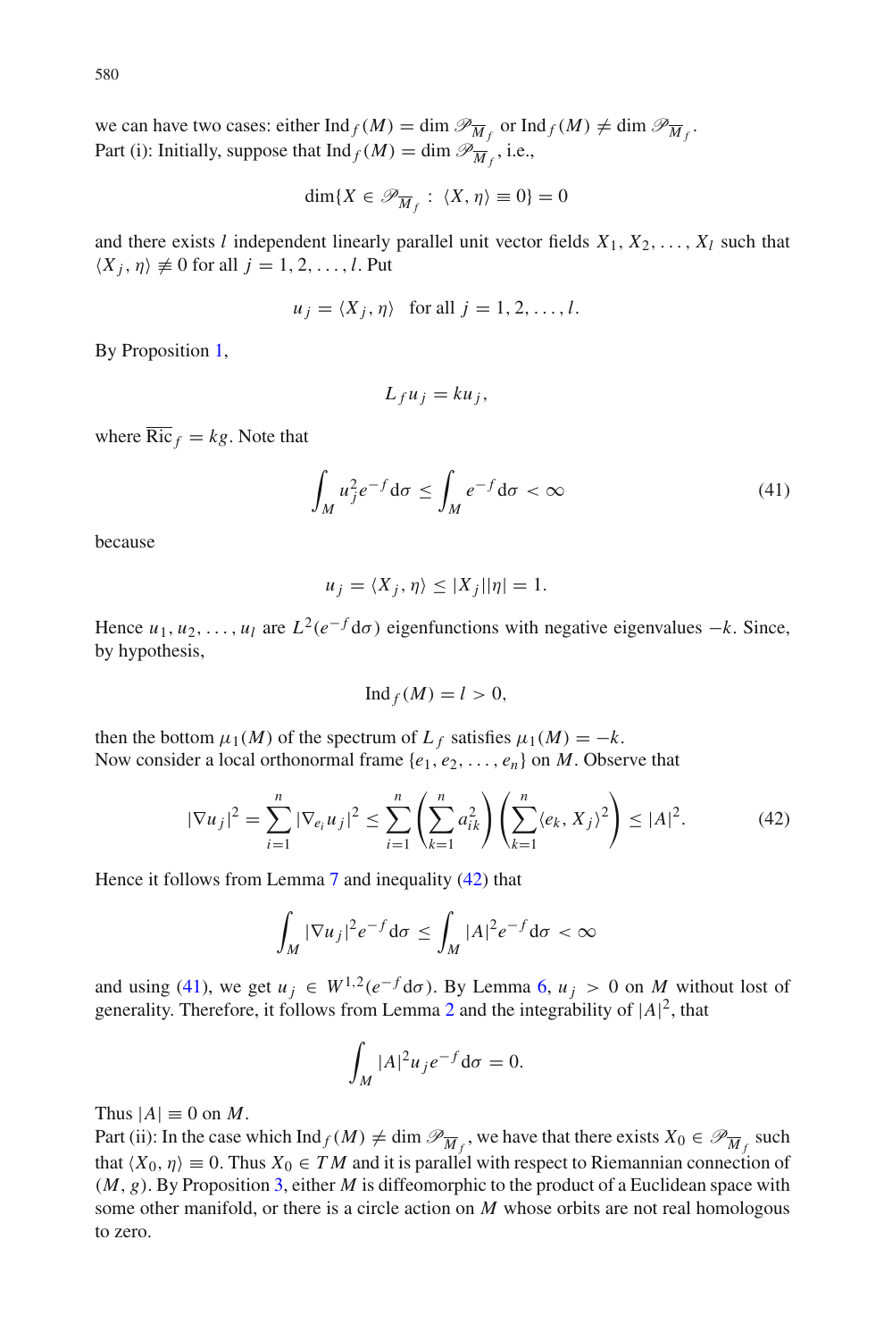we can have two cases: either $\mathrm{Ind}_f(M) = \dim \mathscr{P}_{\overline{M}_f}$ or $\mathrm{Ind}_f(M) \neq \dim \mathscr{P}_{\overline{M}_f}$.
Part (i): Initially, suppose that $\mathrm{Ind}_f(M) = \dim \mathscr{P}_{\overline{M}_f}$, i.e.,

$$\dim\{X \in \mathscr{P}_{\overline{M}_f} : \langle X, \eta \rangle \equiv 0\} = 0$$

and there exists $l$ independent linearly parallel unit vector fields $X_1, X_2, \ldots, X_l$ such that $\langle X_j, \eta \rangle \not\equiv 0$ for all $j = 1, 2, \ldots, l$. Put

$$u_j = \langle X_j, \eta \rangle \quad \text{for all } j = 1, 2, \ldots, l.$$

By Proposition 1,

$$L_f u_j = k u_j,$$

where $\overline{\mathrm{Ric}}_f = kg$. Note that

$$\int_M u_j^2 e^{-f} \mathrm{d}\sigma \leq \int_M e^{-f} \mathrm{d}\sigma < \infty \tag{41}$$

because

$$u_j = \langle X_j, \eta \rangle \leq |X_j||\eta| = 1.$$

Hence $u_1, u_2, \ldots, u_l$ are $L^2(e^{-f}\mathrm{d}\sigma)$ eigenfunctions with negative eigenvalues $-k$. Since, by hypothesis,

$$\mathrm{Ind}_f(M) = l > 0,$$

then the bottom $\mu_1(M)$ of the spectrum of $L_f$ satisfies $\mu_1(M) = -k$.
Now consider a local orthonormal frame $\{e_1, e_2, \ldots, e_n\}$ on $M$. Observe that

$$|\nabla u_j|^2 = \sum_{i=1}^n |\nabla_{e_i} u_j|^2 \leq \sum_{i=1}^n \left( \sum_{k=1}^n a_{ik}^2 \right) \left( \sum_{k=1}^n \langle e_k, X_j \rangle^2 \right) \leq |A|^2. \tag{42}$$

Hence it follows from Lemma 7 and inequality (42) that

$$\int_M |\nabla u_j|^2 e^{-f} \mathrm{d}\sigma \leq \int_M |A|^2 e^{-f} \mathrm{d}\sigma < \infty$$

and using (41), we get $u_j \in W^{1,2}(e^{-f}\mathrm{d}\sigma)$. By Lemma 6, $u_j > 0$ on $M$ without lost of generality. Therefore, it follows from Lemma 2 and the integrability of $|A|^2$, that

$$\int_M |A|^2 u_j e^{-f} \mathrm{d}\sigma = 0.$$

Thus $|A| \equiv 0$ on $M$.
Part (ii): In the case which $\mathrm{Ind}_f(M) \neq \dim \mathscr{P}_{\overline{M}_f}$, we have that there exists $X_0 \in \mathscr{P}_{\overline{M}_f}$ such that $\langle X_0, \eta \rangle \equiv 0$. Thus $X_0 \in TM$ and it is parallel with respect to Riemannian connection of $(M, g)$. By Proposition 3, either $M$ is diffeomorphic to the product of a Euclidean space with some other manifold, or there is a circle action on $M$ whose orbits are not real homologous to zero.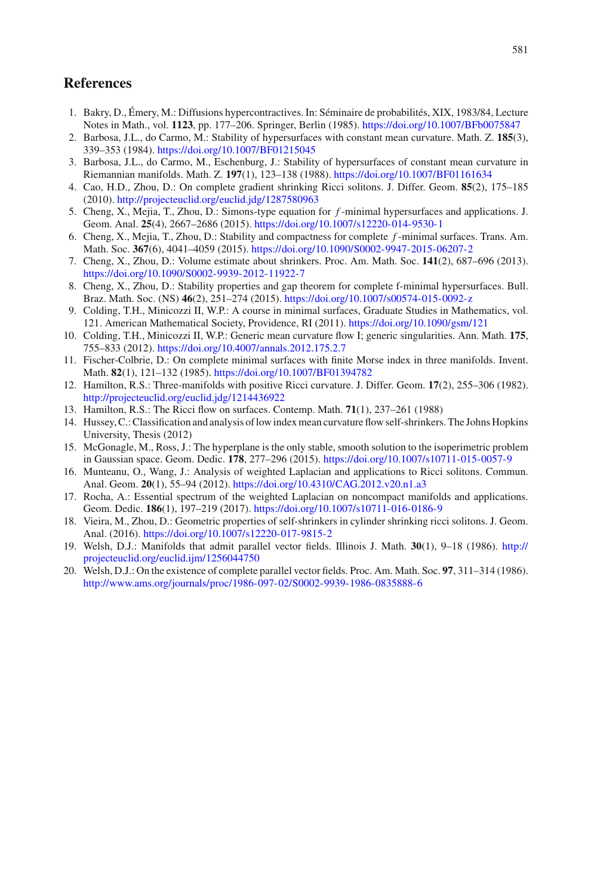## References

1. Bakry, D., Émery, M.: Diffusions hypercontractives. In: Séminaire de probabilités, XIX, 1983/84, Lecture Notes in Math., vol. **1123**, pp. 177–206. Springer, Berlin (1985). https://doi.org/10.1007/BFb0075847
2. Barbosa, J.L., do Carmo, M.: Stability of hypersurfaces with constant mean curvature. Math. Z. **185**(3), 339–353 (1984). https://doi.org/10.1007/BF01215045
3. Barbosa, J.L., do Carmo, M., Eschenburg, J.: Stability of hypersurfaces of constant mean curvature in Riemannian manifolds. Math. Z. **197**(1), 123–138 (1988). https://doi.org/10.1007/BF01161634
4. Cao, H.D., Zhou, D.: On complete gradient shrinking Ricci solitons. J. Differ. Geom. **85**(2), 175–185 (2010). http://projecteuclid.org/euclid.jdg/1287580963
5. Cheng, X., Mejia, T., Zhou, D.: Simons-type equation for $f$-minimal hypersurfaces and applications. J. Geom. Anal. **25**(4), 2667–2686 (2015). https://doi.org/10.1007/s12220-014-9530-1
6. Cheng, X., Mejia, T., Zhou, D.: Stability and compactness for complete $f$-minimal surfaces. Trans. Am. Math. Soc. **367**(6), 4041–4059 (2015). https://doi.org/10.1090/S0002-9947-2015-06207-2
7. Cheng, X., Zhou, D.: Volume estimate about shrinkers. Proc. Am. Math. Soc. **141**(2), 687–696 (2013). https://doi.org/10.1090/S0002-9939-2012-11922-7
8. Cheng, X., Zhou, D.: Stability properties and gap theorem for complete f-minimal hypersurfaces. Bull. Braz. Math. Soc. (NS) **46**(2), 251–274 (2015). https://doi.org/10.1007/s00574-015-0092-z
9. Colding, T.H., Minicozzi II, W.P.: A course in minimal surfaces, Graduate Studies in Mathematics, vol. 121. American Mathematical Society, Providence, RI (2011). https://doi.org/10.1090/gsm/121
10. Colding, T.H., Minicozzi II, W.P.: Generic mean curvature flow I; generic singularities. Ann. Math. **175**, 755–833 (2012). https://doi.org/10.4007/annals.2012.175.2.7
11. Fischer-Colbrie, D.: On complete minimal surfaces with finite Morse index in three manifolds. Invent. Math. **82**(1), 121–132 (1985). https://doi.org/10.1007/BF01394782
12. Hamilton, R.S.: Three-manifolds with positive Ricci curvature. J. Differ. Geom. **17**(2), 255–306 (1982). http://projecteuclid.org/euclid.jdg/1214436922
13. Hamilton, R.S.: The Ricci flow on surfaces. Contemp. Math. **71**(1), 237–261 (1988)
14. Hussey, C.: Classification and analysis of low index mean curvature flow self-shrinkers. The Johns Hopkins University, Thesis (2012)
15. McGonagle, M., Ross, J.: The hyperplane is the only stable, smooth solution to the isoperimetric problem in Gaussian space. Geom. Dedic. **178**, 277–296 (2015). https://doi.org/10.1007/s10711-015-0057-9
16. Munteanu, O., Wang, J.: Analysis of weighted Laplacian and applications to Ricci solitons. Commun. Anal. Geom. **20**(1), 55–94 (2012). https://doi.org/10.4310/CAG.2012.v20.n1.a3
17. Rocha, A.: Essential spectrum of the weighted Laplacian on noncompact manifolds and applications. Geom. Dedic. **186**(1), 197–219 (2017). https://doi.org/10.1007/s10711-016-0186-9
18. Vieira, M., Zhou, D.: Geometric properties of self-shrinkers in cylinder shrinking ricci solitons. J. Geom. Anal. (2016). https://doi.org/10.1007/s12220-017-9815-2
19. Welsh, D.J.: Manifolds that admit parallel vector fields. Illinois J. Math. **30**(1), 9–18 (1986). http://projecteuclid.org/euclid.ijm/1256044750
20. Welsh, D.J.: On the existence of complete parallel vector fields. Proc. Am. Math. Soc. **97**, 311–314 (1986). http://www.ams.org/journals/proc/1986-097-02/S0002-9939-1986-0835888-6